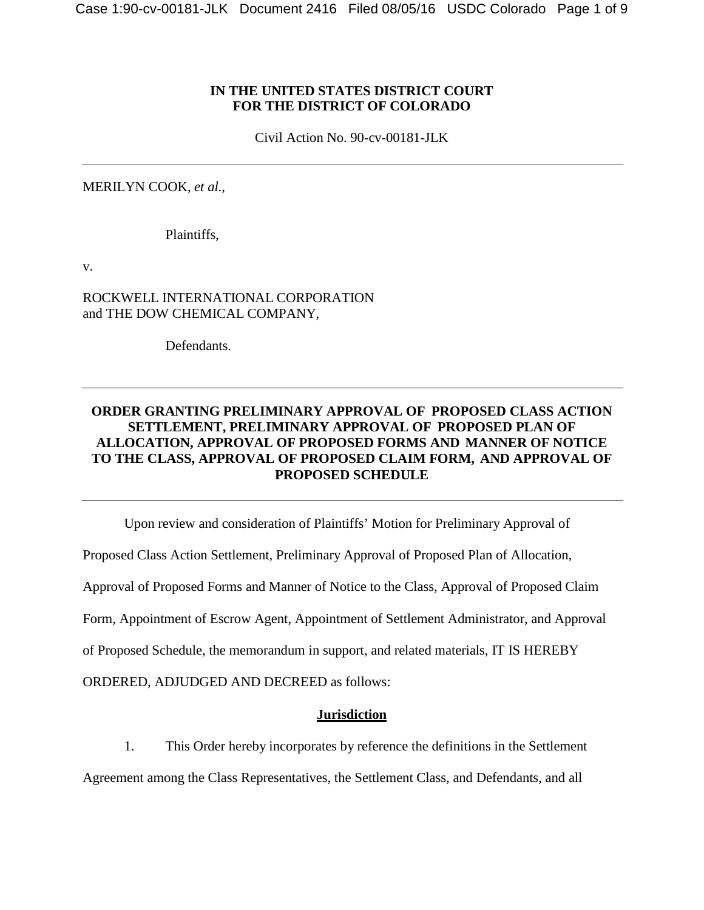**IN THE UNITED STATES DISTRICT COURT**
**FOR THE DISTRICT OF COLORADO**

Civil Action No. 90-cv-00181-JLK

---

MERILYN COOK, *et al.*,

Plaintiffs,

v.

ROCKWELL INTERNATIONAL CORPORATION
and THE DOW CHEMICAL COMPANY,

Defendants.

---

**ORDER GRANTING PRELIMINARY APPROVAL OF PROPOSED CLASS ACTION SETTLEMENT, PRELIMINARY APPROVAL OF PROPOSED PLAN OF ALLOCATION, APPROVAL OF PROPOSED FORMS AND MANNER OF NOTICE TO THE CLASS, APPROVAL OF PROPOSED CLAIM FORM, AND APPROVAL OF PROPOSED SCHEDULE**

---

Upon review and consideration of Plaintiffs' Motion for Preliminary Approval of Proposed Class Action Settlement, Preliminary Approval of Proposed Plan of Allocation, Approval of Proposed Forms and Manner of Notice to the Class, Approval of Proposed Claim Form, Appointment of Escrow Agent, Appointment of Settlement Administrator, and Approval of Proposed Schedule, the memorandum in support, and related materials, IT IS HEREBY ORDERED, ADJUDGED AND DECREED as follows:

## Jurisdiction

1. This Order hereby incorporates by reference the definitions in the Settlement Agreement among the Class Representatives, the Settlement Class, and Defendants, and all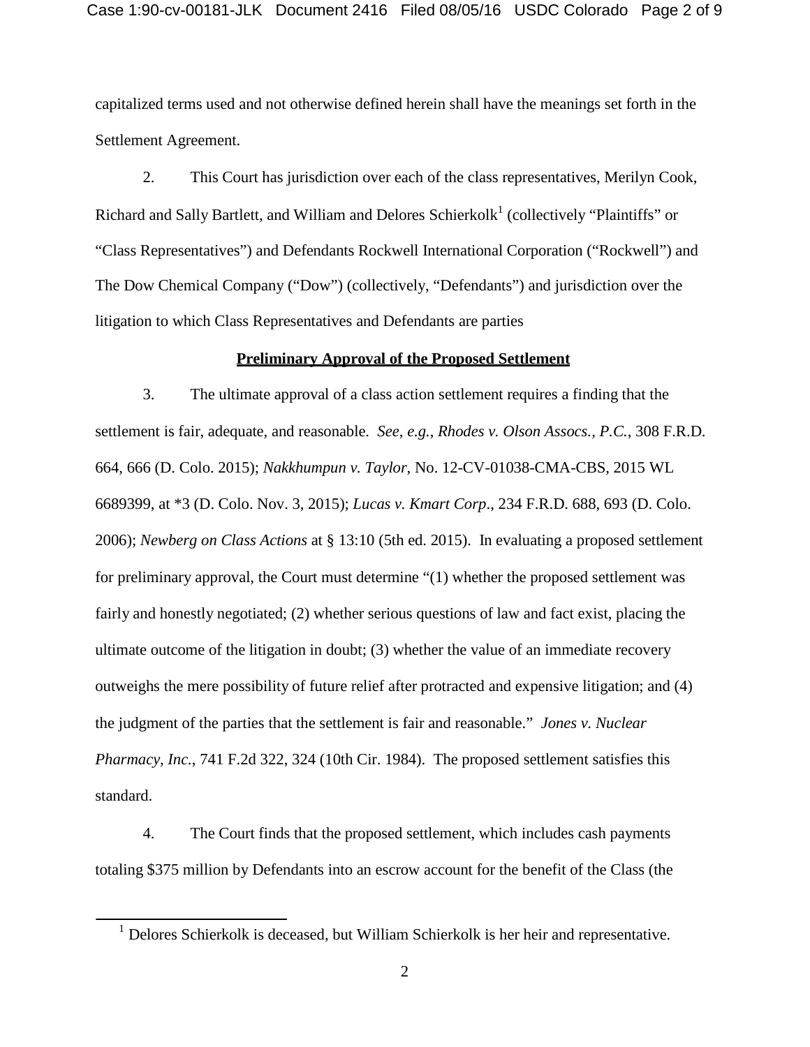capitalized terms used and not otherwise defined herein shall have the meanings set forth in the Settlement Agreement.

2. This Court has jurisdiction over each of the class representatives, Merilyn Cook, Richard and Sally Bartlett, and William and Delores Schierkolk[1] (collectively "Plaintiffs" or "Class Representatives") and Defendants Rockwell International Corporation ("Rockwell") and The Dow Chemical Company ("Dow") (collectively, "Defendants") and jurisdiction over the litigation to which Class Representatives and Defendants are parties

**Preliminary Approval of the Proposed Settlement**

3. The ultimate approval of a class action settlement requires a finding that the settlement is fair, adequate, and reasonable. *See, e.g.*, *Rhodes v. Olson Assocs., P.C.*, 308 F.R.D. 664, 666 (D. Colo. 2015); *Nakkhumpun v. Taylor*, No. 12-CV-01038-CMA-CBS, 2015 WL 6689399, at *3 (D. Colo. Nov. 3, 2015); *Lucas v. Kmart Corp*., 234 F.R.D. 688, 693 (D. Colo. 2006); *Newberg on Class Actions* at § 13:10 (5th ed. 2015). In evaluating a proposed settlement for preliminary approval, the Court must determine "(1) whether the proposed settlement was fairly and honestly negotiated; (2) whether serious questions of law and fact exist, placing the ultimate outcome of the litigation in doubt; (3) whether the value of an immediate recovery outweighs the mere possibility of future relief after protracted and expensive litigation; and (4) the judgment of the parties that the settlement is fair and reasonable." *Jones v. Nuclear Pharmacy, Inc.*, 741 F.2d 322, 324 (10th Cir. 1984). The proposed settlement satisfies this standard.

4. The Court finds that the proposed settlement, which includes cash payments totaling $375 million by Defendants into an escrow account for the benefit of the Class (the

[1] Delores Schierkolk is deceased, but William Schierkolk is her heir and representative.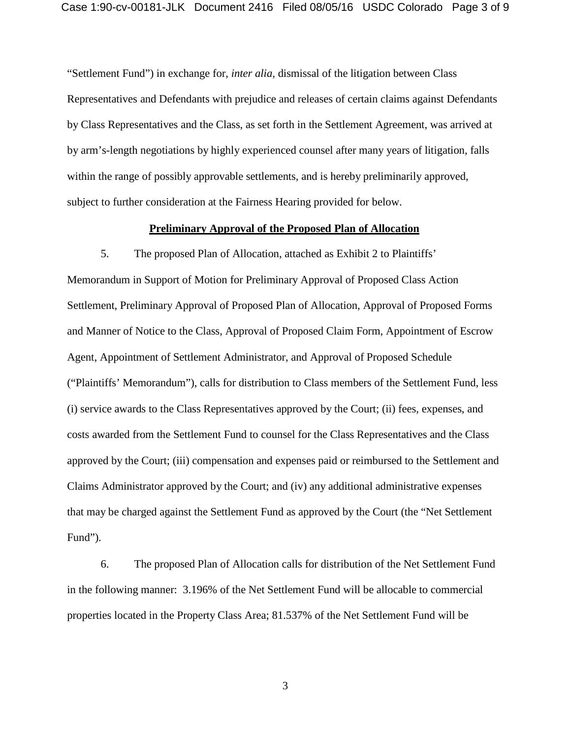"Settlement Fund") in exchange for, *inter alia*, dismissal of the litigation between Class Representatives and Defendants with prejudice and releases of certain claims against Defendants by Class Representatives and the Class, as set forth in the Settlement Agreement, was arrived at by arm's-length negotiations by highly experienced counsel after many years of litigation, falls within the range of possibly approvable settlements, and is hereby preliminarily approved, subject to further consideration at the Fairness Hearing provided for below.

**Preliminary Approval of the Proposed Plan of Allocation**

5. The proposed Plan of Allocation, attached as Exhibit 2 to Plaintiffs' Memorandum in Support of Motion for Preliminary Approval of Proposed Class Action Settlement, Preliminary Approval of Proposed Plan of Allocation, Approval of Proposed Forms and Manner of Notice to the Class, Approval of Proposed Claim Form, Appointment of Escrow Agent, Appointment of Settlement Administrator, and Approval of Proposed Schedule ("Plaintiffs' Memorandum"), calls for distribution to Class members of the Settlement Fund, less (i) service awards to the Class Representatives approved by the Court; (ii) fees, expenses, and costs awarded from the Settlement Fund to counsel for the Class Representatives and the Class approved by the Court; (iii) compensation and expenses paid or reimbursed to the Settlement and Claims Administrator approved by the Court; and (iv) any additional administrative expenses that may be charged against the Settlement Fund as approved by the Court (the "Net Settlement Fund").

6. The proposed Plan of Allocation calls for distribution of the Net Settlement Fund in the following manner: 3.196% of the Net Settlement Fund will be allocable to commercial properties located in the Property Class Area; 81.537% of the Net Settlement Fund will be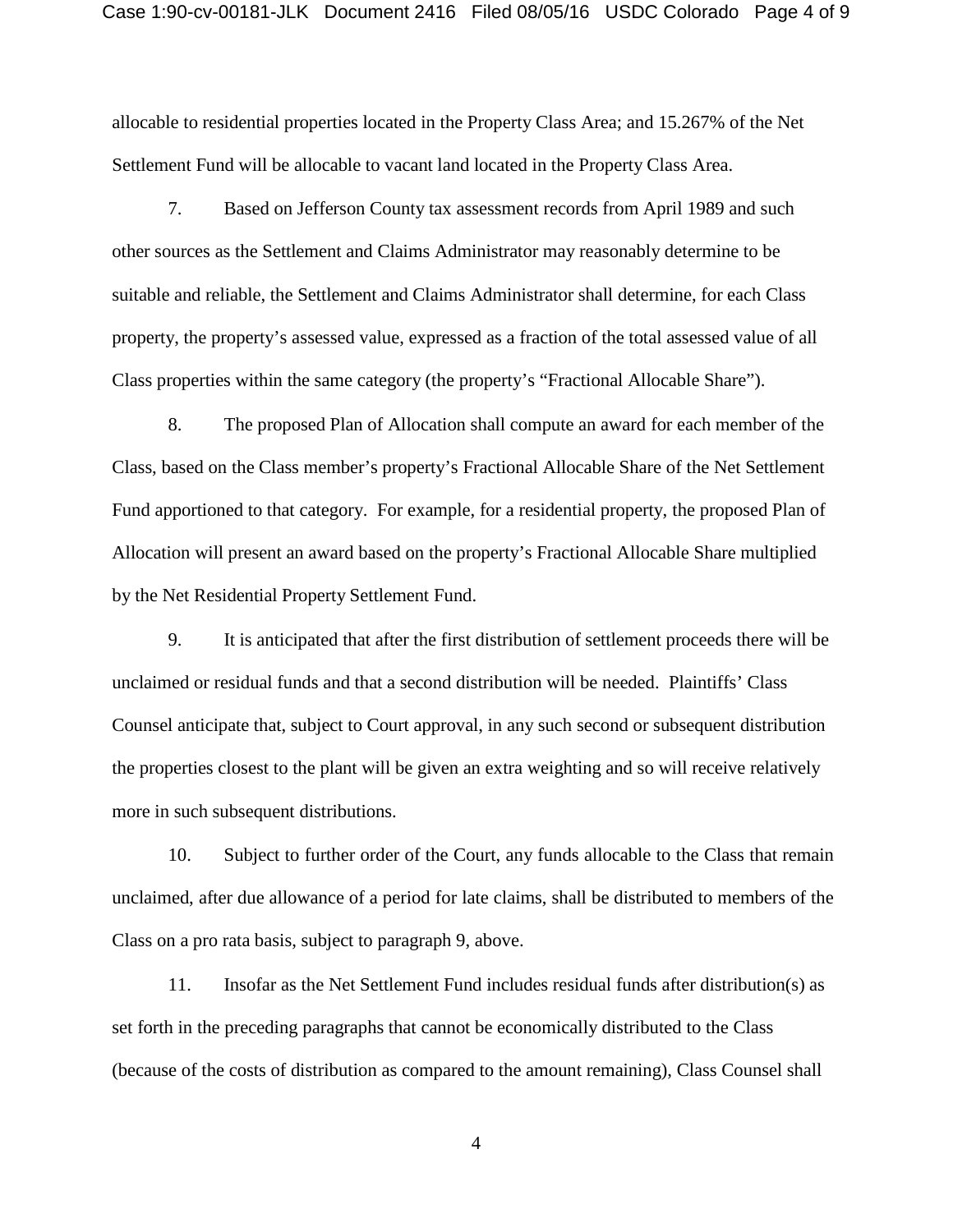allocable to residential properties located in the Property Class Area; and 15.267% of the Net Settlement Fund will be allocable to vacant land located in the Property Class Area.

7. Based on Jefferson County tax assessment records from April 1989 and such other sources as the Settlement and Claims Administrator may reasonably determine to be suitable and reliable, the Settlement and Claims Administrator shall determine, for each Class property, the property's assessed value, expressed as a fraction of the total assessed value of all Class properties within the same category (the property's "Fractional Allocable Share").

8. The proposed Plan of Allocation shall compute an award for each member of the Class, based on the Class member's property's Fractional Allocable Share of the Net Settlement Fund apportioned to that category. For example, for a residential property, the proposed Plan of Allocation will present an award based on the property's Fractional Allocable Share multiplied by the Net Residential Property Settlement Fund.

9. It is anticipated that after the first distribution of settlement proceeds there will be unclaimed or residual funds and that a second distribution will be needed. Plaintiffs' Class Counsel anticipate that, subject to Court approval, in any such second or subsequent distribution the properties closest to the plant will be given an extra weighting and so will receive relatively more in such subsequent distributions.

10. Subject to further order of the Court, any funds allocable to the Class that remain unclaimed, after due allowance of a period for late claims, shall be distributed to members of the Class on a pro rata basis, subject to paragraph 9, above.

11. Insofar as the Net Settlement Fund includes residual funds after distribution(s) as set forth in the preceding paragraphs that cannot be economically distributed to the Class (because of the costs of distribution as compared to the amount remaining), Class Counsel shall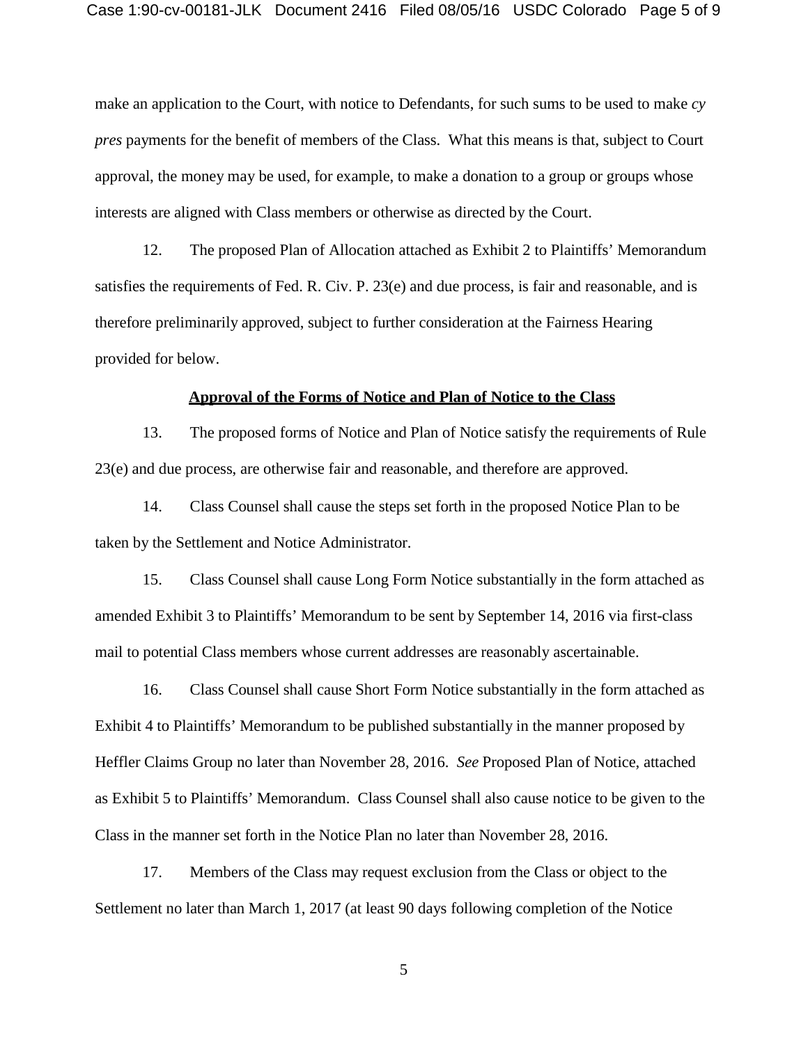make an application to the Court, with notice to Defendants, for such sums to be used to make *cy pres* payments for the benefit of members of the Class. What this means is that, subject to Court approval, the money may be used, for example, to make a donation to a group or groups whose interests are aligned with Class members or otherwise as directed by the Court.

12. The proposed Plan of Allocation attached as Exhibit 2 to Plaintiffs' Memorandum satisfies the requirements of Fed. R. Civ. P. 23(e) and due process, is fair and reasonable, and is therefore preliminarily approved, subject to further consideration at the Fairness Hearing provided for below.

**Approval of the Forms of Notice and Plan of Notice to the Class**

13. The proposed forms of Notice and Plan of Notice satisfy the requirements of Rule 23(e) and due process, are otherwise fair and reasonable, and therefore are approved.

14. Class Counsel shall cause the steps set forth in the proposed Notice Plan to be taken by the Settlement and Notice Administrator.

15. Class Counsel shall cause Long Form Notice substantially in the form attached as amended Exhibit 3 to Plaintiffs' Memorandum to be sent by September 14, 2016 via first-class mail to potential Class members whose current addresses are reasonably ascertainable.

16. Class Counsel shall cause Short Form Notice substantially in the form attached as Exhibit 4 to Plaintiffs' Memorandum to be published substantially in the manner proposed by Heffler Claims Group no later than November 28, 2016. *See* Proposed Plan of Notice, attached as Exhibit 5 to Plaintiffs' Memorandum. Class Counsel shall also cause notice to be given to the Class in the manner set forth in the Notice Plan no later than November 28, 2016.

17. Members of the Class may request exclusion from the Class or object to the Settlement no later than March 1, 2017 (at least 90 days following completion of the Notice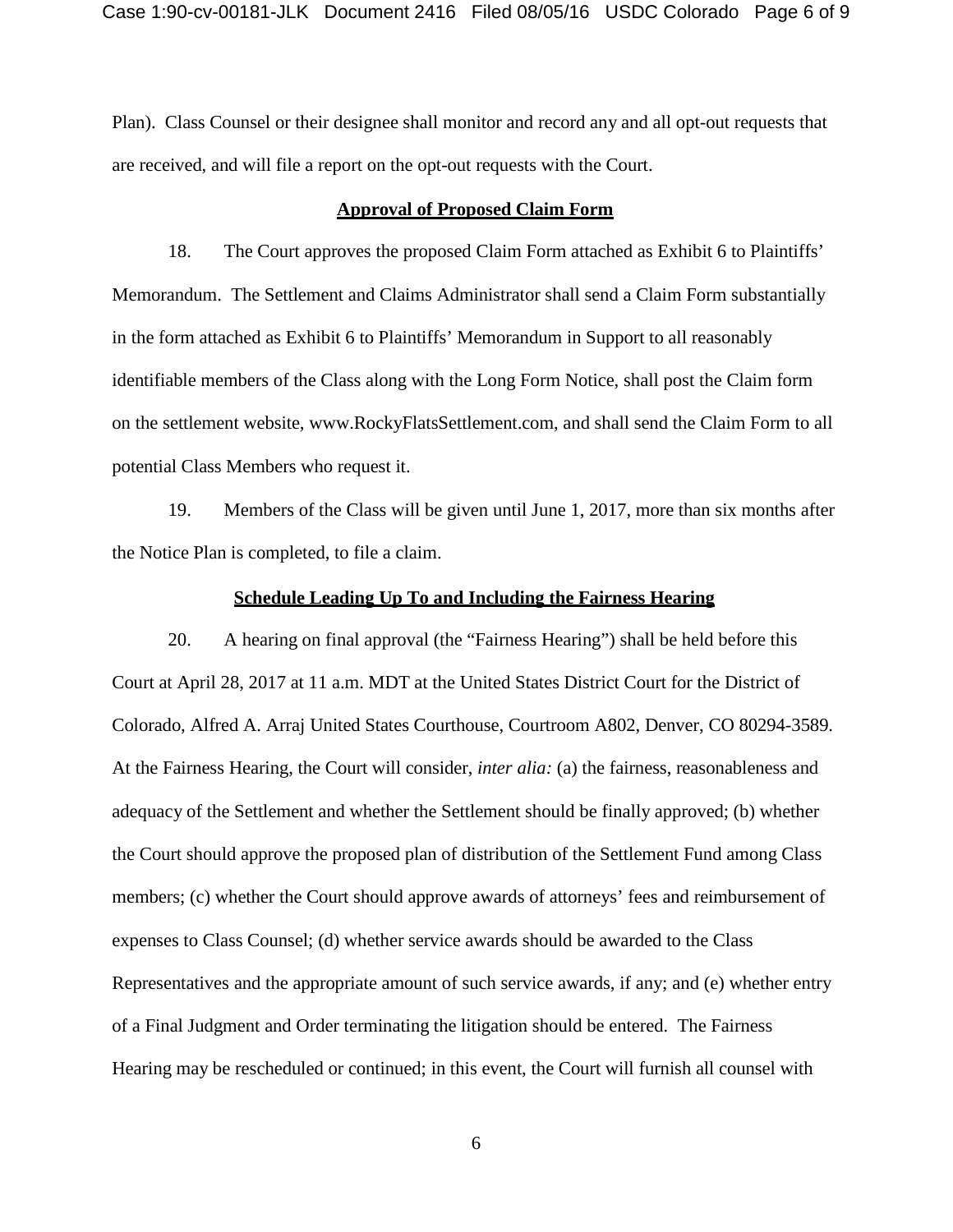Plan). Class Counsel or their designee shall monitor and record any and all opt-out requests that are received, and will file a report on the opt-out requests with the Court.

**Approval of Proposed Claim Form**

18. The Court approves the proposed Claim Form attached as Exhibit 6 to Plaintiffs' Memorandum. The Settlement and Claims Administrator shall send a Claim Form substantially in the form attached as Exhibit 6 to Plaintiffs' Memorandum in Support to all reasonably identifiable members of the Class along with the Long Form Notice, shall post the Claim form on the settlement website, www.RockyFlatsSettlement.com, and shall send the Claim Form to all potential Class Members who request it.

19. Members of the Class will be given until June 1, 2017, more than six months after the Notice Plan is completed, to file a claim.

**Schedule Leading Up To and Including the Fairness Hearing**

20. A hearing on final approval (the "Fairness Hearing") shall be held before this Court at April 28, 2017 at 11 a.m. MDT at the United States District Court for the District of Colorado, Alfred A. Arraj United States Courthouse, Courtroom A802, Denver, CO 80294-3589. At the Fairness Hearing, the Court will consider, *inter alia:* (a) the fairness, reasonableness and adequacy of the Settlement and whether the Settlement should be finally approved; (b) whether the Court should approve the proposed plan of distribution of the Settlement Fund among Class members; (c) whether the Court should approve awards of attorneys' fees and reimbursement of expenses to Class Counsel; (d) whether service awards should be awarded to the Class Representatives and the appropriate amount of such service awards, if any; and (e) whether entry of a Final Judgment and Order terminating the litigation should be entered. The Fairness Hearing may be rescheduled or continued; in this event, the Court will furnish all counsel with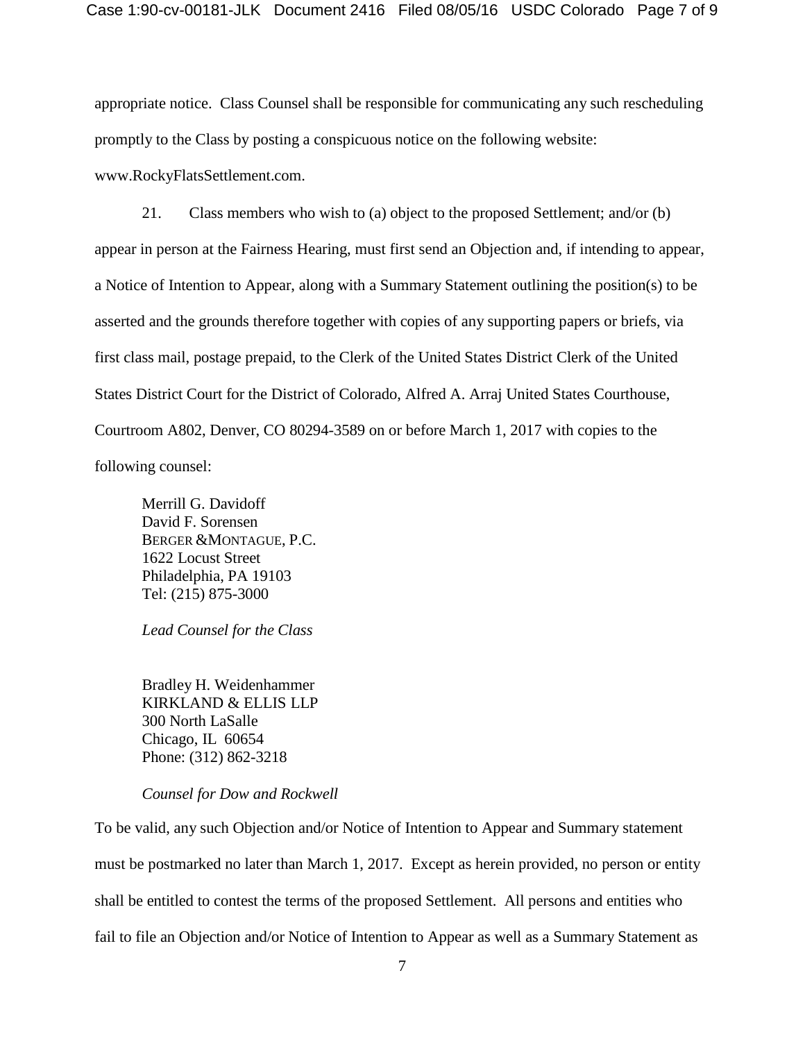appropriate notice. Class Counsel shall be responsible for communicating any such rescheduling promptly to the Class by posting a conspicuous notice on the following website: www.RockyFlatsSettlement.com.

21. Class members who wish to (a) object to the proposed Settlement; and/or (b) appear in person at the Fairness Hearing, must first send an Objection and, if intending to appear, a Notice of Intention to Appear, along with a Summary Statement outlining the position(s) to be asserted and the grounds therefore together with copies of any supporting papers or briefs, via first class mail, postage prepaid, to the Clerk of the United States District Clerk of the United States District Court for the District of Colorado, Alfred A. Arraj United States Courthouse, Courtroom A802, Denver, CO 80294-3589 on or before March 1, 2017 with copies to the following counsel:

Merrill G. Davidoff
David F. Sorensen
BERGER & MONTAGUE, P.C.
1622 Locust Street
Philadelphia, PA 19103
Tel: (215) 875-3000

*Lead Counsel for the Class*

Bradley H. Weidenhammer
KIRKLAND & ELLIS LLP
300 North LaSalle
Chicago, IL 60654
Phone: (312) 862-3218

*Counsel for Dow and Rockwell*

To be valid, any such Objection and/or Notice of Intention to Appear and Summary statement must be postmarked no later than March 1, 2017. Except as herein provided, no person or entity shall be entitled to contest the terms of the proposed Settlement. All persons and entities who fail to file an Objection and/or Notice of Intention to Appear as well as a Summary Statement as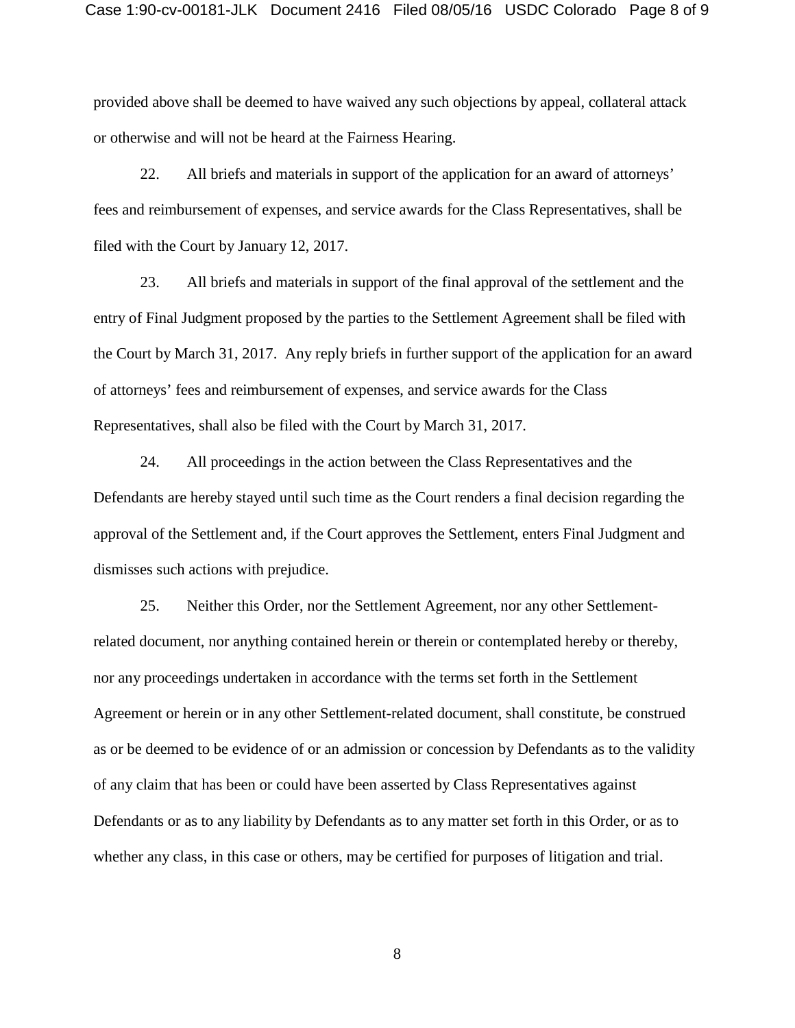provided above shall be deemed to have waived any such objections by appeal, collateral attack or otherwise and will not be heard at the Fairness Hearing.

22. All briefs and materials in support of the application for an award of attorneys' fees and reimbursement of expenses, and service awards for the Class Representatives, shall be filed with the Court by January 12, 2017.

23. All briefs and materials in support of the final approval of the settlement and the entry of Final Judgment proposed by the parties to the Settlement Agreement shall be filed with the Court by March 31, 2017. Any reply briefs in further support of the application for an award of attorneys' fees and reimbursement of expenses, and service awards for the Class Representatives, shall also be filed with the Court by March 31, 2017.

24. All proceedings in the action between the Class Representatives and the Defendants are hereby stayed until such time as the Court renders a final decision regarding the approval of the Settlement and, if the Court approves the Settlement, enters Final Judgment and dismisses such actions with prejudice.

25. Neither this Order, nor the Settlement Agreement, nor any other Settlement-related document, nor anything contained herein or therein or contemplated hereby or thereby, nor any proceedings undertaken in accordance with the terms set forth in the Settlement Agreement or herein or in any other Settlement-related document, shall constitute, be construed as or be deemed to be evidence of or an admission or concession by Defendants as to the validity of any claim that has been or could have been asserted by Class Representatives against Defendants or as to any liability by Defendants as to any matter set forth in this Order, or as to whether any class, in this case or others, may be certified for purposes of litigation and trial.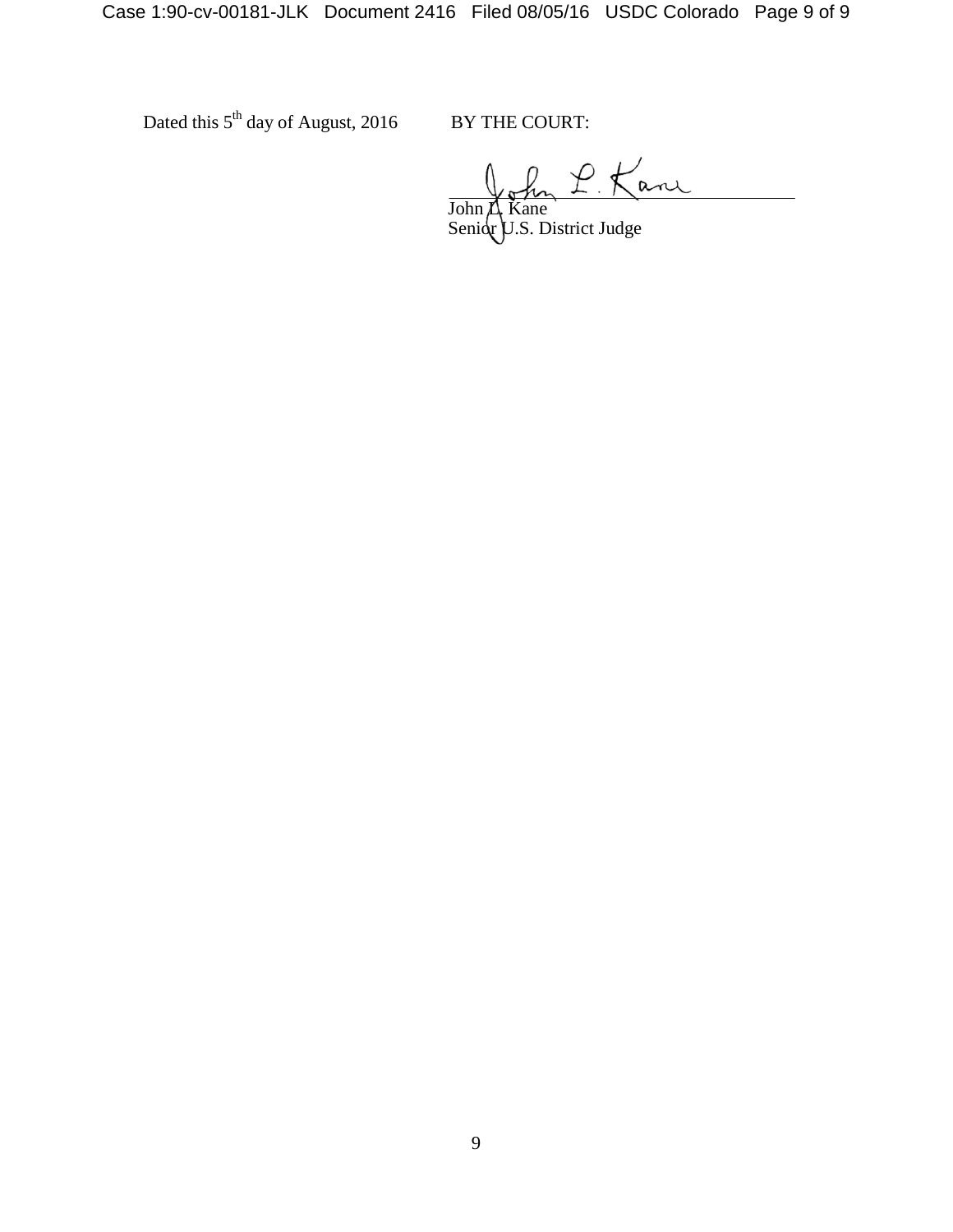Dated this 5th day of August, 2016

BY THE COURT:

John L. Kane
Senior U.S. District Judge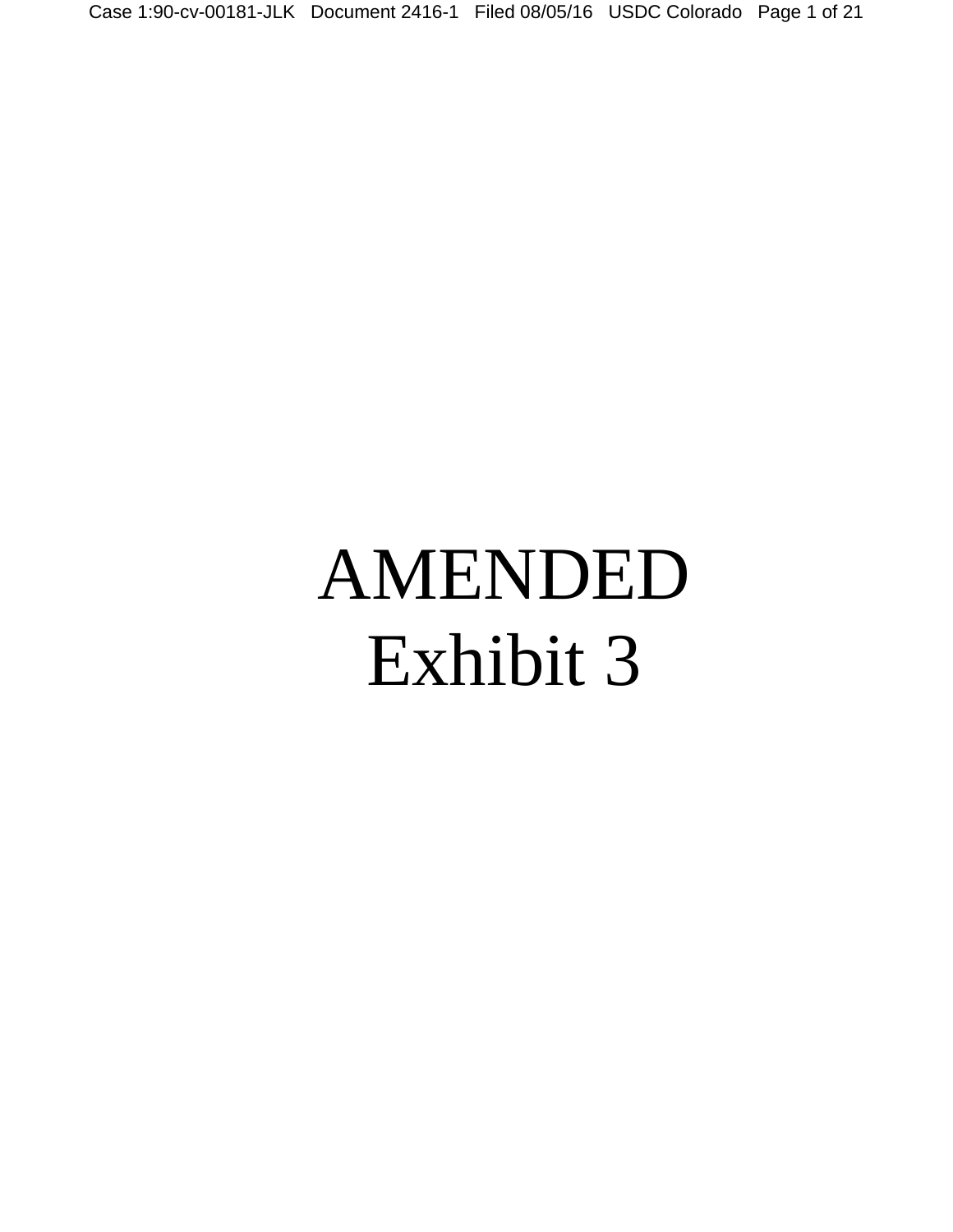# AMENDED
# Exhibit 3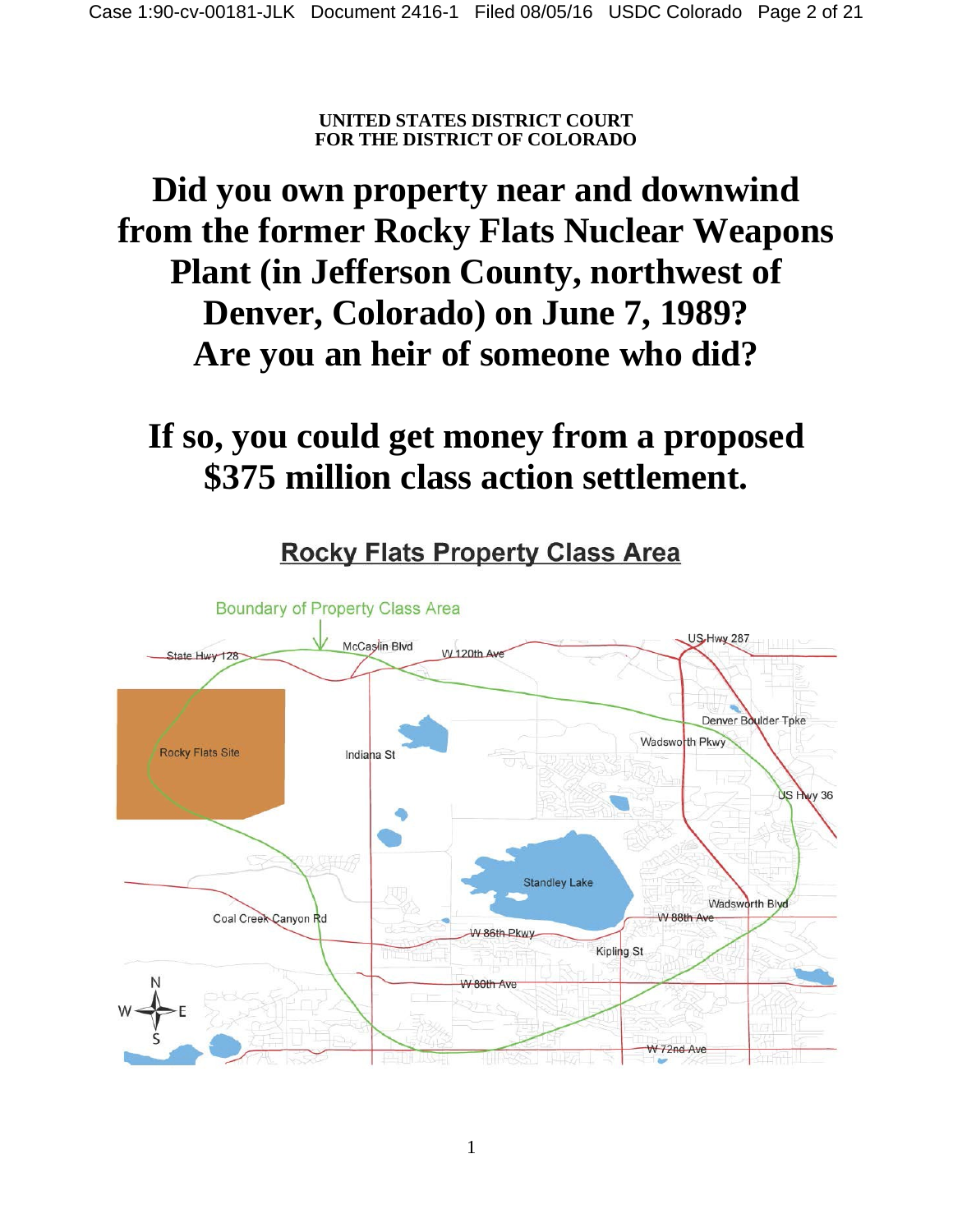**UNITED STATES DISTRICT COURT**
**FOR THE DISTRICT OF COLORADO**

# Did you own property near and downwind from the former Rocky Flats Nuclear Weapons Plant (in Jefferson County, northwest of Denver, Colorado) on June 7, 1989? Are you an heir of someone who did?

# If so, you could get money from a proposed $375 million class action settlement.

## Rocky Flats Property Class Area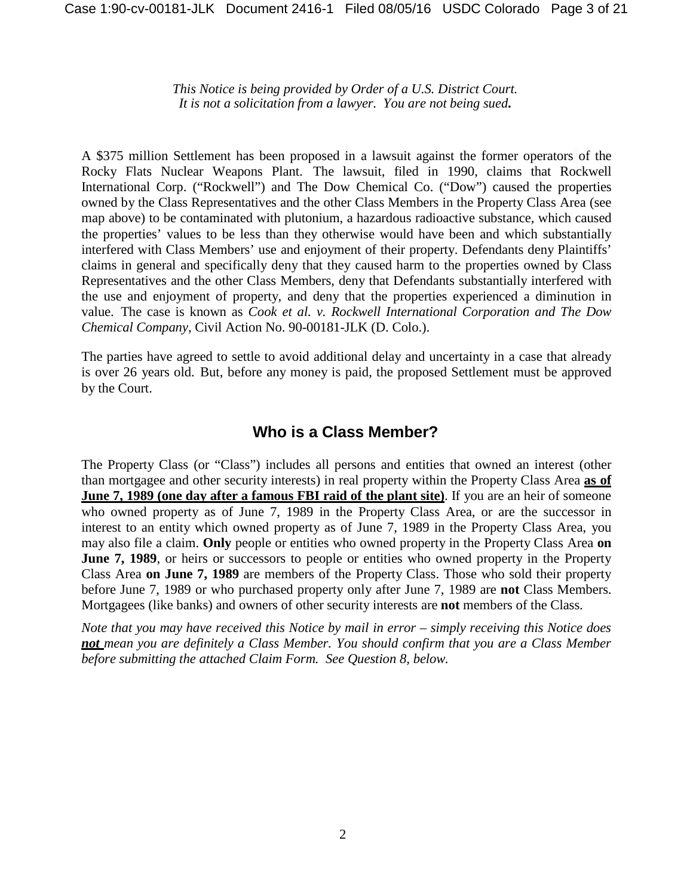*This Notice is being provided by Order of a U.S. District Court.*
*It is not a solicitation from a lawyer. You are not being sued.*

A $375 million Settlement has been proposed in a lawsuit against the former operators of the Rocky Flats Nuclear Weapons Plant. The lawsuit, filed in 1990, claims that Rockwell International Corp. ("Rockwell") and The Dow Chemical Co. ("Dow") caused the properties owned by the Class Representatives and the other Class Members in the Property Class Area (see map above) to be contaminated with plutonium, a hazardous radioactive substance, which caused the properties' values to be less than they otherwise would have been and which substantially interfered with Class Members' use and enjoyment of their property. Defendants deny Plaintiffs' claims in general and specifically deny that they caused harm to the properties owned by Class Representatives and the other Class Members, deny that Defendants substantially interfered with the use and enjoyment of property, and deny that the properties experienced a diminution in value. The case is known as *Cook et al. v. Rockwell International Corporation and The Dow Chemical Company*, Civil Action No. 90-00181-JLK (D. Colo.).

The parties have agreed to settle to avoid additional delay and uncertainty in a case that already is over 26 years old. But, before any money is paid, the proposed Settlement must be approved by the Court.

## Who is a Class Member?

The Property Class (or "Class") includes all persons and entities that owned an interest (other than mortgagee and other security interests) in real property within the Property Class Area **as of June 7, 1989 (one day after a famous FBI raid of the plant site)**. If you are an heir of someone who owned property as of June 7, 1989 in the Property Class Area, or are the successor in interest to an entity which owned property as of June 7, 1989 in the Property Class Area, you may also file a claim. **Only** people or entities who owned property in the Property Class Area **on June 7, 1989**, or heirs or successors to people or entities who owned property in the Property Class Area **on June 7, 1989** are members of the Property Class. Those who sold their property before June 7, 1989 or who purchased property only after June 7, 1989 are **not** Class Members. Mortgagees (like banks) and owners of other security interests are **not** members of the Class.

*Note that you may have received this Notice by mail in error – simply receiving this Notice does **not** mean you are definitely a Class Member. You should confirm that you are a Class Member before submitting the attached Claim Form. See Question 8, below.*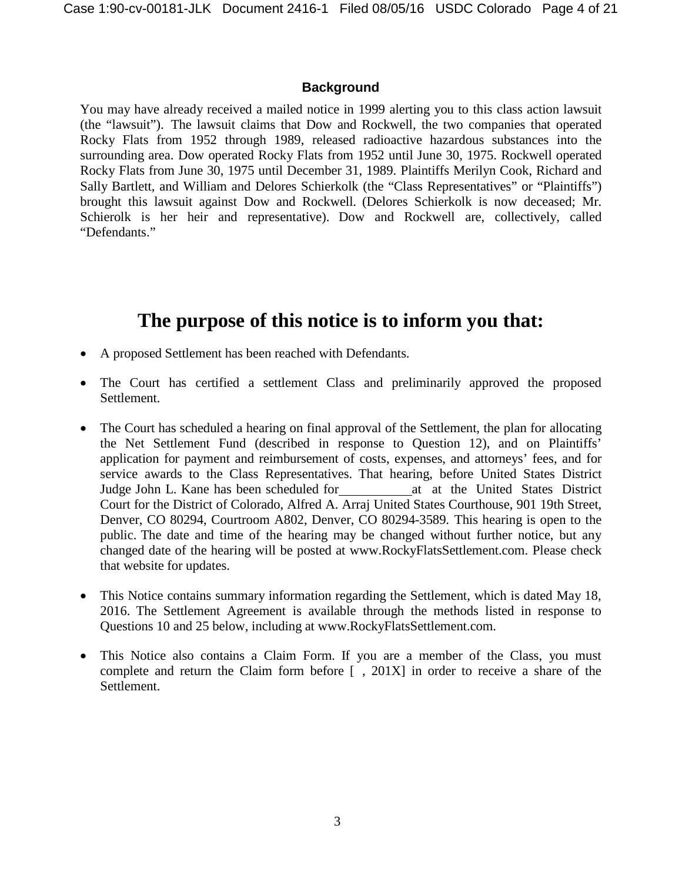## Background

You may have already received a mailed notice in 1999 alerting you to this class action lawsuit (the "lawsuit"). The lawsuit claims that Dow and Rockwell, the two companies that operated Rocky Flats from 1952 through 1989, released radioactive hazardous substances into the surrounding area. Dow operated Rocky Flats from 1952 until June 30, 1975. Rockwell operated Rocky Flats from June 30, 1975 until December 31, 1989. Plaintiffs Merilyn Cook, Richard and Sally Bartlett, and William and Delores Schierkolk (the "Class Representatives" or "Plaintiffs") brought this lawsuit against Dow and Rockwell. (Delores Schierkolk is now deceased; Mr. Schierolk is her heir and representative). Dow and Rockwell are, collectively, called "Defendants."

# The purpose of this notice is to inform you that:

- A proposed Settlement has been reached with Defendants.
- The Court has certified a settlement Class and preliminarily approved the proposed Settlement.
- The Court has scheduled a hearing on final approval of the Settlement, the plan for allocating the Net Settlement Fund (described in response to Question 12), and on Plaintiffs' application for payment and reimbursement of costs, expenses, and attorneys' fees, and for service awards to the Class Representatives. That hearing, before United States District Judge John L. Kane has been scheduled for \_\_\_\_\_\_\_\_\_\_\_ at at the United States District Court for the District of Colorado, Alfred A. Arraj United States Courthouse, 901 19th Street, Denver, CO 80294, Courtroom A802, Denver, CO 80294-3589. This hearing is open to the public. The date and time of the hearing may be changed without further notice, but any changed date of the hearing will be posted at www.RockyFlatsSettlement.com. Please check that website for updates.
- This Notice contains summary information regarding the Settlement, which is dated May 18, 2016. The Settlement Agreement is available through the methods listed in response to Questions 10 and 25 below, including at www.RockyFlatsSettlement.com.
- This Notice also contains a Claim Form. If you are a member of the Class, you must complete and return the Claim form before [ , 201X] in order to receive a share of the Settlement.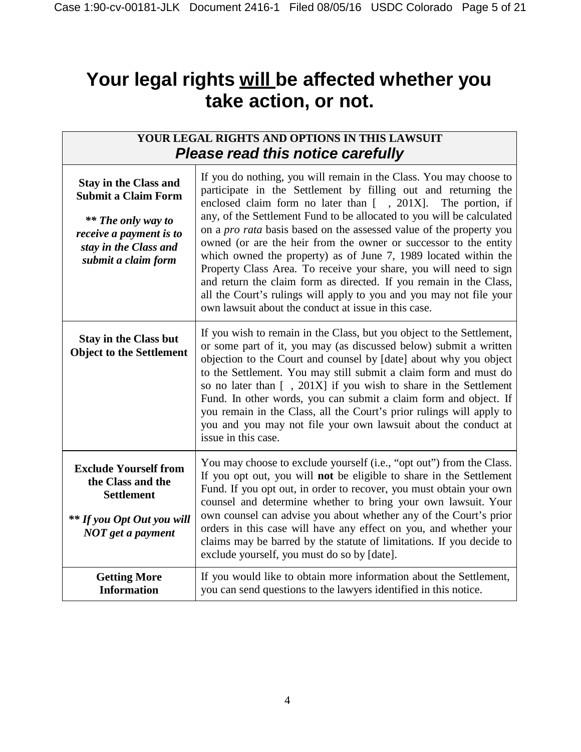# Your legal rights <u>will</u> be affected whether you take action, or not.

| YOUR LEGAL RIGHTS AND OPTIONS IN THIS LAWSUIT<br>***Please read this notice carefully*** | |
|---|---|
| **Stay in the Class and Submit a Claim Form**<br><br>***\*\* The only way to receive a payment is to stay in the Class and submit a claim form*** | If you do nothing, you will remain in the Class. You may choose to participate in the Settlement by filling out and returning the enclosed claim form no later than [ , 201X]. The portion, if any, of the Settlement Fund to be allocated to you will be calculated on a *pro rata* basis based on the assessed value of the property you owned (or are the heir from the owner or successor to the entity which owned the property) as of June 7, 1989 located within the Property Class Area. To receive your share, you will need to sign and return the claim form as directed. If you remain in the Class, all the Court's rulings will apply to you and you may not file your own lawsuit about the conduct at issue in this case. |
| **Stay in the Class but Object to the Settlement** | If you wish to remain in the Class, but you object to the Settlement, or some part of it, you may (as discussed below) submit a written objection to the Court and counsel by [date] about why you object to the Settlement. You may still submit a claim form and must do so no later than [ , 201X] if you wish to share in the Settlement Fund. In other words, you can submit a claim form and object. If you remain in the Class, all the Court's prior rulings will apply to you and you may not file your own lawsuit about the conduct at issue in this case. |
| **Exclude Yourself from the Class and the Settlement**<br><br>***\*\* If you Opt Out you will NOT get a payment*** | You may choose to exclude yourself (i.e., "opt out") from the Class. If you opt out, you will **not** be eligible to share in the Settlement Fund. If you opt out, in order to recover, you must obtain your own counsel and determine whether to bring your own lawsuit. Your own counsel can advise you about whether any of the Court's prior orders in this case will have any effect on you, and whether your claims may be barred by the statute of limitations. If you decide to exclude yourself, you must do so by [date]. |
| **Getting More Information** | If you would like to obtain more information about the Settlement, you can send questions to the lawyers identified in this notice. |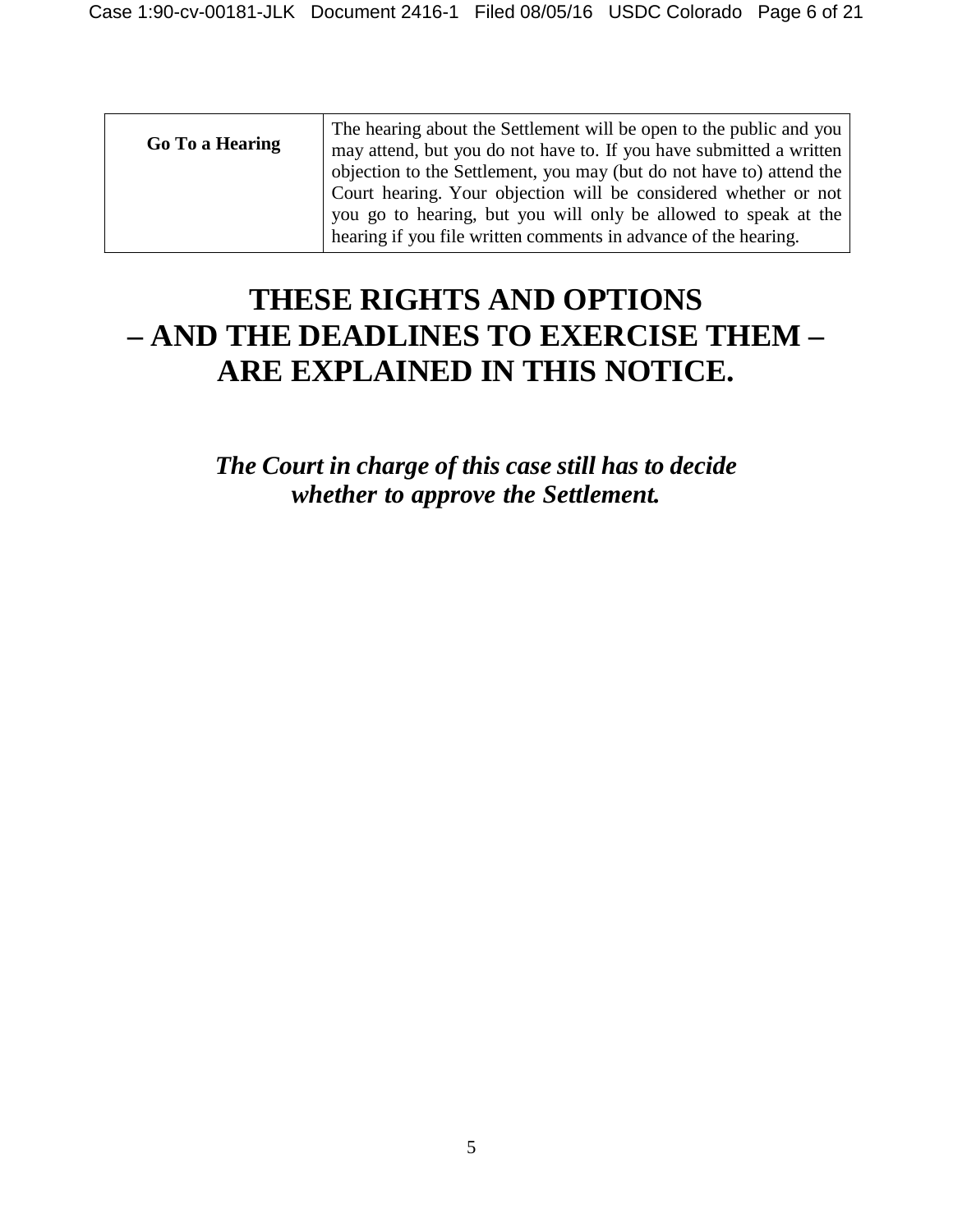| **Go To a Hearing** | The hearing about the Settlement will be open to the public and you may attend, but you do not have to. If you have submitted a written objection to the Settlement, you may (but do not have to) attend the Court hearing. Your objection will be considered whether or not you go to hearing, but you will only be allowed to speak at the hearing if you file written comments in advance of the hearing. |
|---|---|

# THESE RIGHTS AND OPTIONS – AND THE DEADLINES TO EXERCISE THEM – ARE EXPLAINED IN THIS NOTICE.

***The Court in charge of this case still has to decide whether to approve the Settlement.***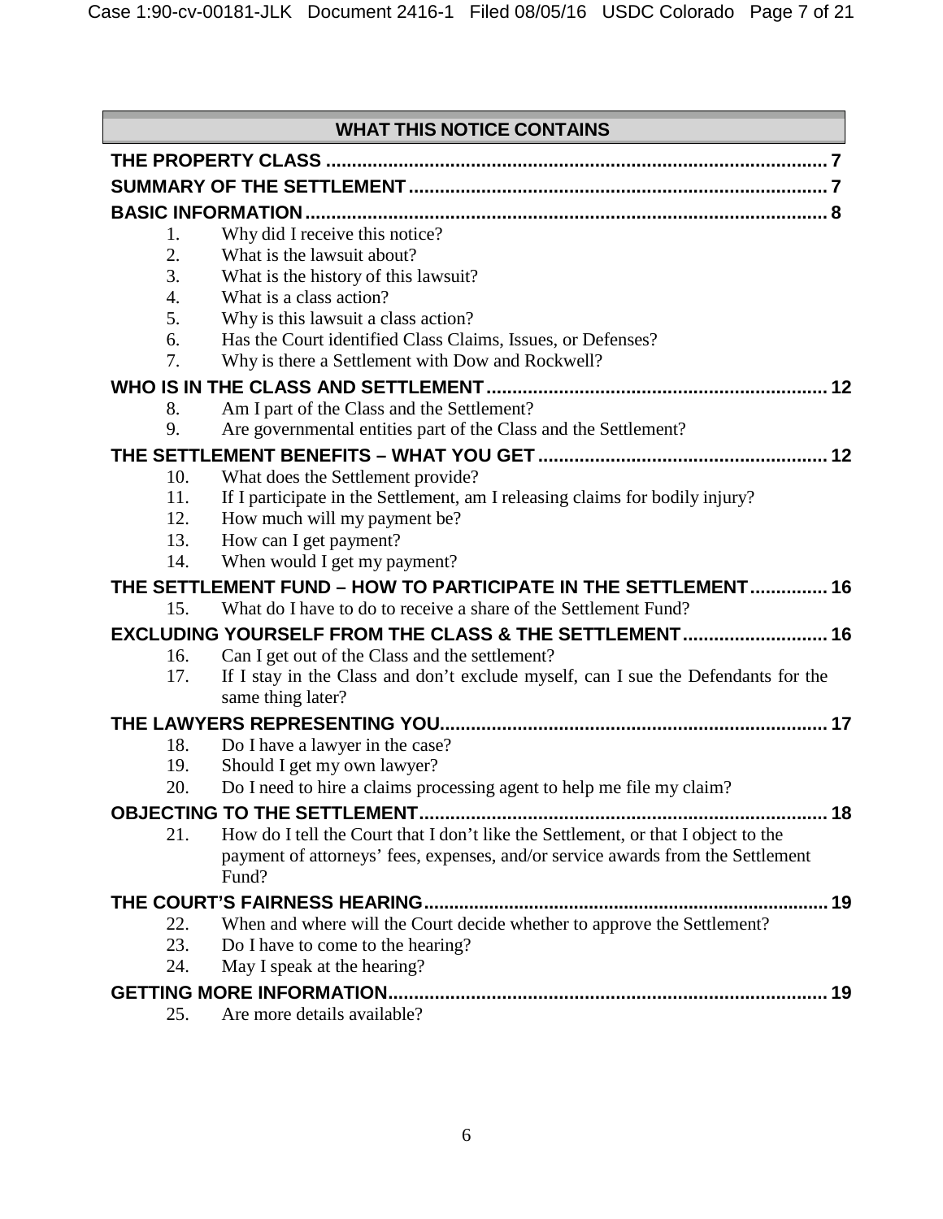## WHAT THIS NOTICE CONTAINS

**THE PROPERTY CLASS ..... 7**

**SUMMARY OF THE SETTLEMENT ..... 7**

**BASIC INFORMATION ..... 8**

1. Why did I receive this notice?
2. What is the lawsuit about?
3. What is the history of this lawsuit?
4. What is a class action?
5. Why is this lawsuit a class action?
6. Has the Court identified Class Claims, Issues, or Defenses?
7. Why is there a Settlement with Dow and Rockwell?

**WHO IS IN THE CLASS AND SETTLEMENT ..... 12**

8. Am I part of the Class and the Settlement?
9. Are governmental entities part of the Class and the Settlement?

**THE SETTLEMENT BENEFITS – WHAT YOU GET ..... 12**

10. What does the Settlement provide?
11. If I participate in the Settlement, am I releasing claims for bodily injury?
12. How much will my payment be?
13. How can I get payment?
14. When would I get my payment?

**THE SETTLEMENT FUND – HOW TO PARTICIPATE IN THE SETTLEMENT ..... 16**

15. What do I have to do to receive a share of the Settlement Fund?

**EXCLUDING YOURSELF FROM THE CLASS & THE SETTLEMENT ..... 16**

16. Can I get out of the Class and the settlement?
17. If I stay in the Class and don't exclude myself, can I sue the Defendants for the same thing later?

**THE LAWYERS REPRESENTING YOU ..... 17**

18. Do I have a lawyer in the case?
19. Should I get my own lawyer?
20. Do I need to hire a claims processing agent to help me file my claim?

**OBJECTING TO THE SETTLEMENT ..... 18**

21. How do I tell the Court that I don't like the Settlement, or that I object to the payment of attorneys' fees, expenses, and/or service awards from the Settlement Fund?

**THE COURT'S FAIRNESS HEARING ..... 19**

22. When and where will the Court decide whether to approve the Settlement?
23. Do I have to come to the hearing?
24. May I speak at the hearing?

**GETTING MORE INFORMATION ..... 19**

25. Are more details available?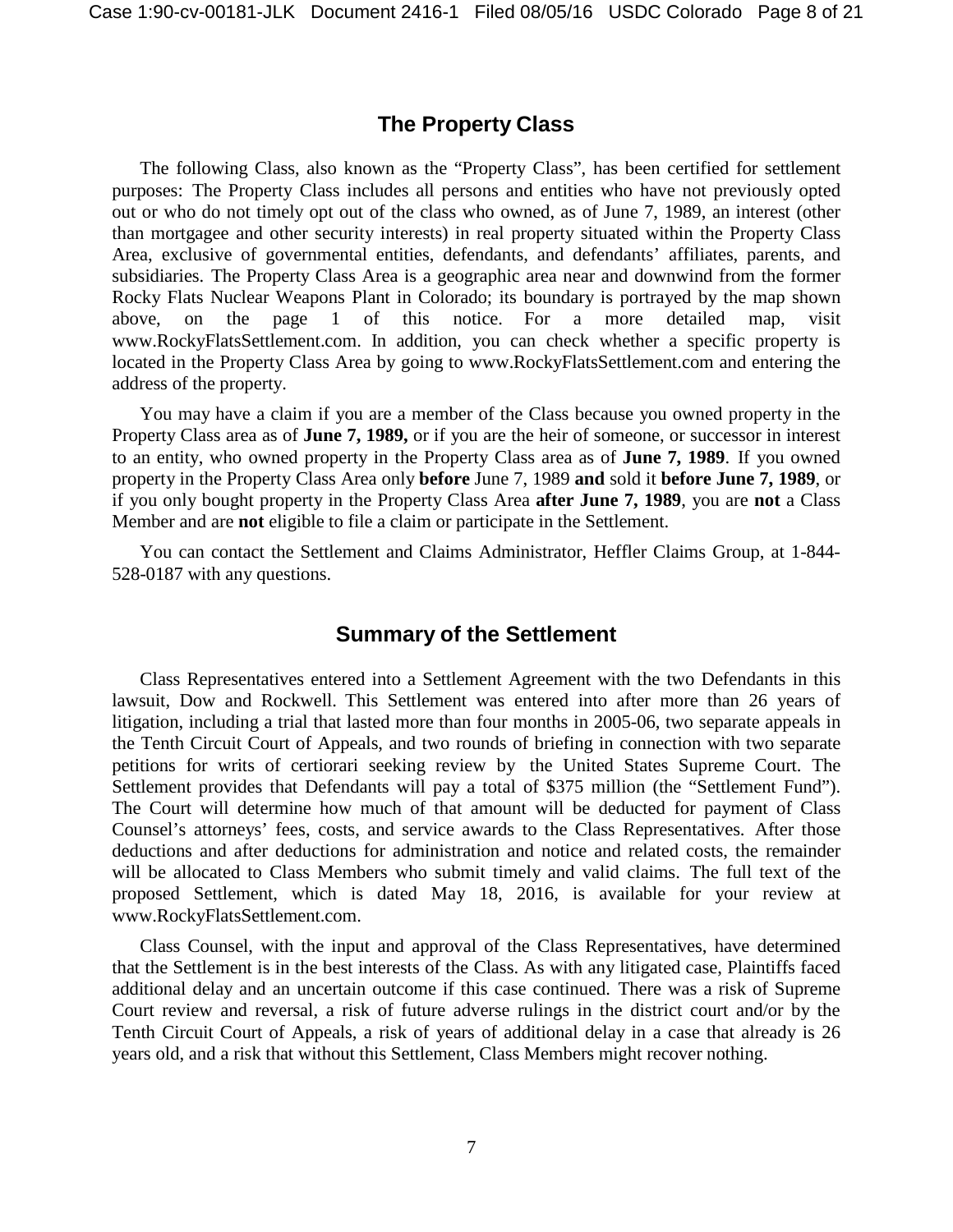## The Property Class

The following Class, also known as the "Property Class", has been certified for settlement purposes: The Property Class includes all persons and entities who have not previously opted out or who do not timely opt out of the class who owned, as of June 7, 1989, an interest (other than mortgagee and other security interests) in real property situated within the Property Class Area, exclusive of governmental entities, defendants, and defendants' affiliates, parents, and subsidiaries. The Property Class Area is a geographic area near and downwind from the former Rocky Flats Nuclear Weapons Plant in Colorado; its boundary is portrayed by the map shown above, on the page 1 of this notice. For a more detailed map, visit www.RockyFlatsSettlement.com. In addition, you can check whether a specific property is located in the Property Class Area by going to www.RockyFlatsSettlement.com and entering the address of the property.

You may have a claim if you are a member of the Class because you owned property in the Property Class area as of **June 7, 1989,** or if you are the heir of someone, or successor in interest to an entity, who owned property in the Property Class area as of **June 7, 1989**. If you owned property in the Property Class Area only **before** June 7, 1989 **and** sold it **before June 7, 1989**, or if you only bought property in the Property Class Area **after June 7, 1989**, you are **not** a Class Member and are **not** eligible to file a claim or participate in the Settlement.

You can contact the Settlement and Claims Administrator, Heffler Claims Group, at 1-844-528-0187 with any questions.

## Summary of the Settlement

Class Representatives entered into a Settlement Agreement with the two Defendants in this lawsuit, Dow and Rockwell. This Settlement was entered into after more than 26 years of litigation, including a trial that lasted more than four months in 2005-06, two separate appeals in the Tenth Circuit Court of Appeals, and two rounds of briefing in connection with two separate petitions for writs of certiorari seeking review by the United States Supreme Court. The Settlement provides that Defendants will pay a total of $375 million (the "Settlement Fund"). The Court will determine how much of that amount will be deducted for payment of Class Counsel's attorneys' fees, costs, and service awards to the Class Representatives. After those deductions and after deductions for administration and notice and related costs, the remainder will be allocated to Class Members who submit timely and valid claims. The full text of the proposed Settlement, which is dated May 18, 2016, is available for your review at www.RockyFlatsSettlement.com.

Class Counsel, with the input and approval of the Class Representatives, have determined that the Settlement is in the best interests of the Class. As with any litigated case, Plaintiffs faced additional delay and an uncertain outcome if this case continued. There was a risk of Supreme Court review and reversal, a risk of future adverse rulings in the district court and/or by the Tenth Circuit Court of Appeals, a risk of years of additional delay in a case that already is 26 years old, and a risk that without this Settlement, Class Members might recover nothing.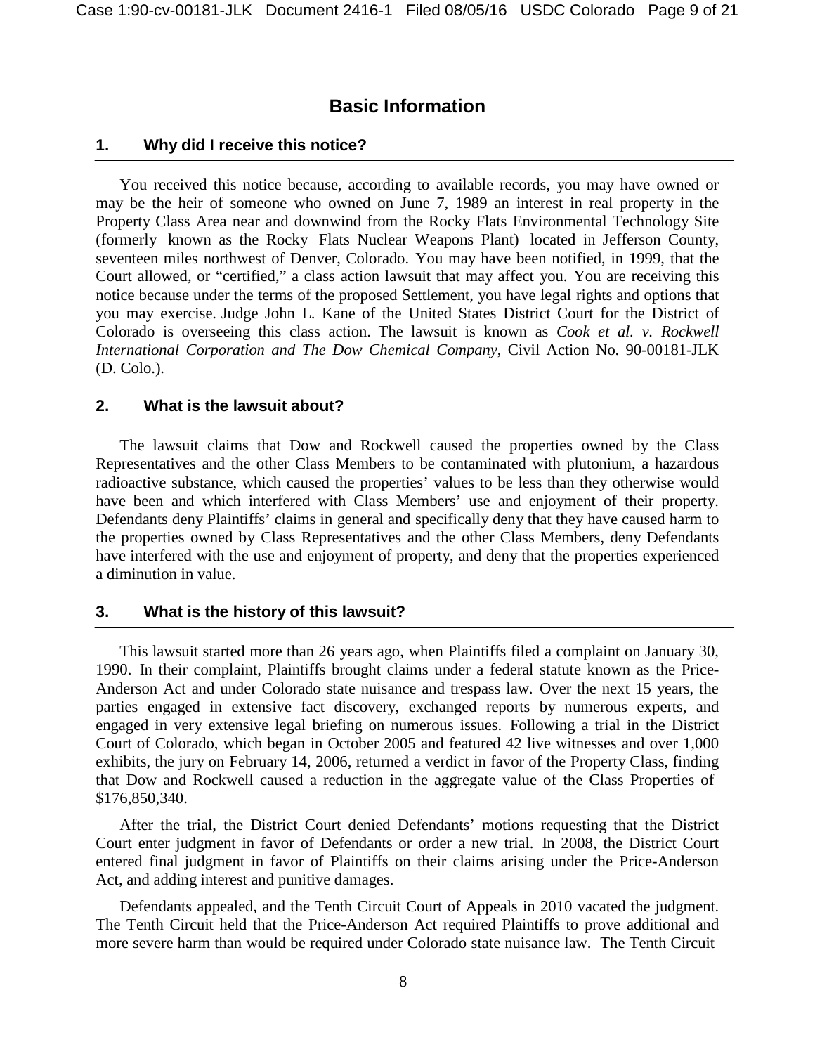# Basic Information

## 1. Why did I receive this notice?

You received this notice because, according to available records, you may have owned or may be the heir of someone who owned on June 7, 1989 an interest in real property in the Property Class Area near and downwind from the Rocky Flats Environmental Technology Site (formerly known as the Rocky Flats Nuclear Weapons Plant) located in Jefferson County, seventeen miles northwest of Denver, Colorado. You may have been notified, in 1999, that the Court allowed, or "certified," a class action lawsuit that may affect you. You are receiving this notice because under the terms of the proposed Settlement, you have legal rights and options that you may exercise. Judge John L. Kane of the United States District Court for the District of Colorado is overseeing this class action. The lawsuit is known as *Cook et al. v. Rockwell International Corporation and The Dow Chemical Company*, Civil Action No. 90-00181-JLK (D. Colo.).

## 2. What is the lawsuit about?

The lawsuit claims that Dow and Rockwell caused the properties owned by the Class Representatives and the other Class Members to be contaminated with plutonium, a hazardous radioactive substance, which caused the properties' values to be less than they otherwise would have been and which interfered with Class Members' use and enjoyment of their property. Defendants deny Plaintiffs' claims in general and specifically deny that they have caused harm to the properties owned by Class Representatives and the other Class Members, deny Defendants have interfered with the use and enjoyment of property, and deny that the properties experienced a diminution in value.

## 3. What is the history of this lawsuit?

This lawsuit started more than 26 years ago, when Plaintiffs filed a complaint on January 30, 1990. In their complaint, Plaintiffs brought claims under a federal statute known as the Price-Anderson Act and under Colorado state nuisance and trespass law. Over the next 15 years, the parties engaged in extensive fact discovery, exchanged reports by numerous experts, and engaged in very extensive legal briefing on numerous issues. Following a trial in the District Court of Colorado, which began in October 2005 and featured 42 live witnesses and over 1,000 exhibits, the jury on February 14, 2006, returned a verdict in favor of the Property Class, finding that Dow and Rockwell caused a reduction in the aggregate value of the Class Properties of $176,850,340.

After the trial, the District Court denied Defendants' motions requesting that the District Court enter judgment in favor of Defendants or order a new trial. In 2008, the District Court entered final judgment in favor of Plaintiffs on their claims arising under the Price-Anderson Act, and adding interest and punitive damages.

Defendants appealed, and the Tenth Circuit Court of Appeals in 2010 vacated the judgment. The Tenth Circuit held that the Price-Anderson Act required Plaintiffs to prove additional and more severe harm than would be required under Colorado state nuisance law. The Tenth Circuit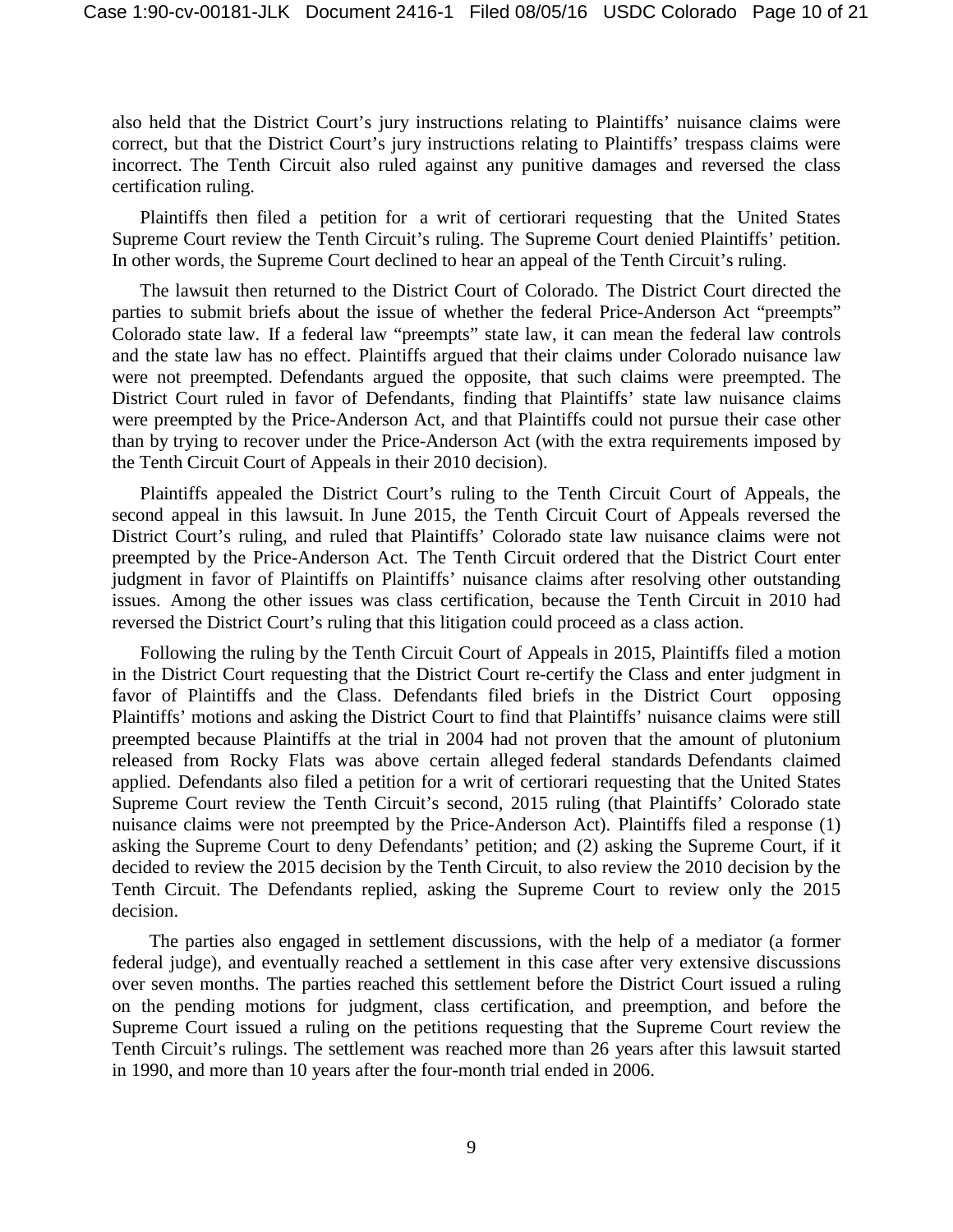also held that the District Court's jury instructions relating to Plaintiffs' nuisance claims were correct, but that the District Court's jury instructions relating to Plaintiffs' trespass claims were incorrect. The Tenth Circuit also ruled against any punitive damages and reversed the class certification ruling.

Plaintiffs then filed a petition for a writ of certiorari requesting that the United States Supreme Court review the Tenth Circuit's ruling. The Supreme Court denied Plaintiffs' petition. In other words, the Supreme Court declined to hear an appeal of the Tenth Circuit's ruling.

The lawsuit then returned to the District Court of Colorado. The District Court directed the parties to submit briefs about the issue of whether the federal Price-Anderson Act "preempts" Colorado state law. If a federal law "preempts" state law, it can mean the federal law controls and the state law has no effect. Plaintiffs argued that their claims under Colorado nuisance law were not preempted. Defendants argued the opposite, that such claims were preempted. The District Court ruled in favor of Defendants, finding that Plaintiffs' state law nuisance claims were preempted by the Price-Anderson Act, and that Plaintiffs could not pursue their case other than by trying to recover under the Price-Anderson Act (with the extra requirements imposed by the Tenth Circuit Court of Appeals in their 2010 decision).

Plaintiffs appealed the District Court's ruling to the Tenth Circuit Court of Appeals, the second appeal in this lawsuit. In June 2015, the Tenth Circuit Court of Appeals reversed the District Court's ruling, and ruled that Plaintiffs' Colorado state law nuisance claims were not preempted by the Price-Anderson Act. The Tenth Circuit ordered that the District Court enter judgment in favor of Plaintiffs on Plaintiffs' nuisance claims after resolving other outstanding issues. Among the other issues was class certification, because the Tenth Circuit in 2010 had reversed the District Court's ruling that this litigation could proceed as a class action.

Following the ruling by the Tenth Circuit Court of Appeals in 2015, Plaintiffs filed a motion in the District Court requesting that the District Court re-certify the Class and enter judgment in favor of Plaintiffs and the Class. Defendants filed briefs in the District Court opposing Plaintiffs' motions and asking the District Court to find that Plaintiffs' nuisance claims were still preempted because Plaintiffs at the trial in 2004 had not proven that the amount of plutonium released from Rocky Flats was above certain alleged federal standards Defendants claimed applied. Defendants also filed a petition for a writ of certiorari requesting that the United States Supreme Court review the Tenth Circuit's second, 2015 ruling (that Plaintiffs' Colorado state nuisance claims were not preempted by the Price-Anderson Act). Plaintiffs filed a response (1) asking the Supreme Court to deny Defendants' petition; and (2) asking the Supreme Court, if it decided to review the 2015 decision by the Tenth Circuit, to also review the 2010 decision by the Tenth Circuit. The Defendants replied, asking the Supreme Court to review only the 2015 decision.

The parties also engaged in settlement discussions, with the help of a mediator (a former federal judge), and eventually reached a settlement in this case after very extensive discussions over seven months. The parties reached this settlement before the District Court issued a ruling on the pending motions for judgment, class certification, and preemption, and before the Supreme Court issued a ruling on the petitions requesting that the Supreme Court review the Tenth Circuit's rulings. The settlement was reached more than 26 years after this lawsuit started in 1990, and more than 10 years after the four-month trial ended in 2006.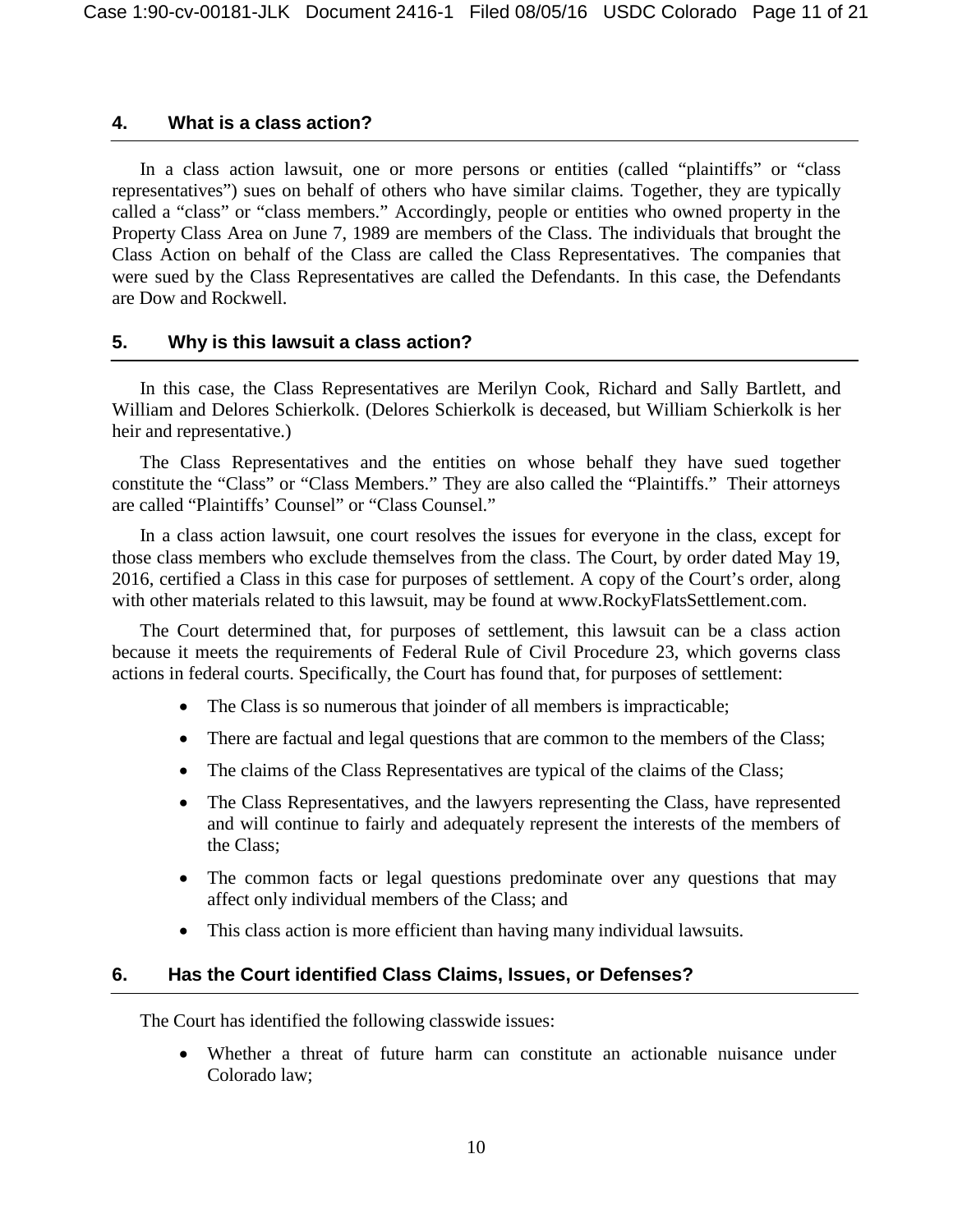## 4. What is a class action?

In a class action lawsuit, one or more persons or entities (called "plaintiffs" or "class representatives") sues on behalf of others who have similar claims. Together, they are typically called a "class" or "class members." Accordingly, people or entities who owned property in the Property Class Area on June 7, 1989 are members of the Class. The individuals that brought the Class Action on behalf of the Class are called the Class Representatives. The companies that were sued by the Class Representatives are called the Defendants. In this case, the Defendants are Dow and Rockwell.

## 5. Why is this lawsuit a class action?

In this case, the Class Representatives are Merilyn Cook, Richard and Sally Bartlett, and William and Delores Schierkolk. (Delores Schierkolk is deceased, but William Schierkolk is her heir and representative.)

The Class Representatives and the entities on whose behalf they have sued together constitute the "Class" or "Class Members." They are also called the "Plaintiffs." Their attorneys are called "Plaintiffs' Counsel" or "Class Counsel."

In a class action lawsuit, one court resolves the issues for everyone in the class, except for those class members who exclude themselves from the class. The Court, by order dated May 19, 2016, certified a Class in this case for purposes of settlement. A copy of the Court's order, along with other materials related to this lawsuit, may be found at www.RockyFlatsSettlement.com.

The Court determined that, for purposes of settlement, this lawsuit can be a class action because it meets the requirements of Federal Rule of Civil Procedure 23, which governs class actions in federal courts. Specifically, the Court has found that, for purposes of settlement:

- The Class is so numerous that joinder of all members is impracticable;
- There are factual and legal questions that are common to the members of the Class;
- The claims of the Class Representatives are typical of the claims of the Class;
- The Class Representatives, and the lawyers representing the Class, have represented and will continue to fairly and adequately represent the interests of the members of the Class;
- The common facts or legal questions predominate over any questions that may affect only individual members of the Class; and
- This class action is more efficient than having many individual lawsuits.

## 6. Has the Court identified Class Claims, Issues, or Defenses?

The Court has identified the following classwide issues:

- Whether a threat of future harm can constitute an actionable nuisance under Colorado law;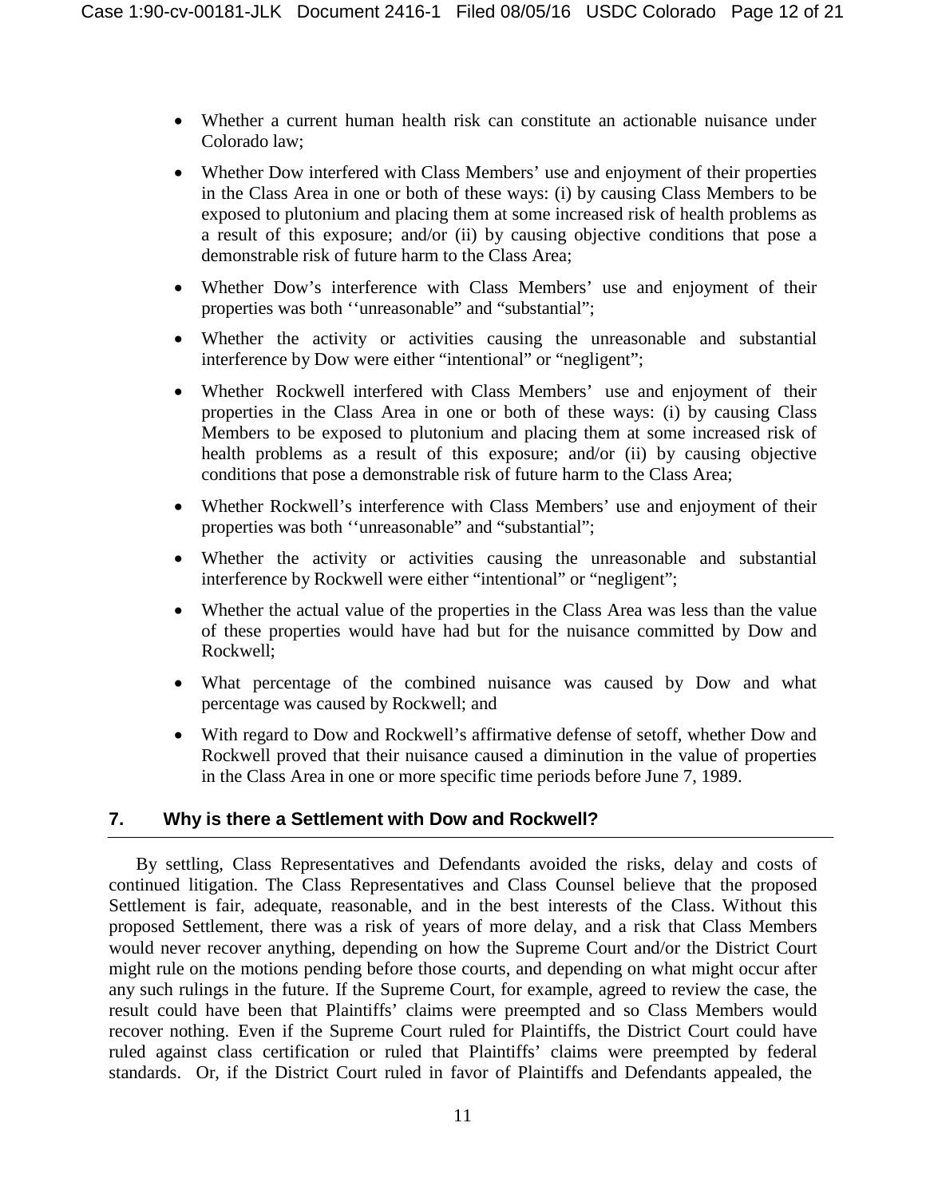- Whether a current human health risk can constitute an actionable nuisance under Colorado law;
- Whether Dow interfered with Class Members' use and enjoyment of their properties in the Class Area in one or both of these ways: (i) by causing Class Members to be exposed to plutonium and placing them at some increased risk of health problems as a result of this exposure; and/or (ii) by causing objective conditions that pose a demonstrable risk of future harm to the Class Area;
- Whether Dow's interference with Class Members' use and enjoyment of their properties was both ''unreasonable" and "substantial";
- Whether the activity or activities causing the unreasonable and substantial interference by Dow were either "intentional" or "negligent";
- Whether Rockwell interfered with Class Members' use and enjoyment of their properties in the Class Area in one or both of these ways: (i) by causing Class Members to be exposed to plutonium and placing them at some increased risk of health problems as a result of this exposure; and/or (ii) by causing objective conditions that pose a demonstrable risk of future harm to the Class Area;
- Whether Rockwell's interference with Class Members' use and enjoyment of their properties was both ''unreasonable" and "substantial";
- Whether the activity or activities causing the unreasonable and substantial interference by Rockwell were either "intentional" or "negligent";
- Whether the actual value of the properties in the Class Area was less than the value of these properties would have had but for the nuisance committed by Dow and Rockwell;
- What percentage of the combined nuisance was caused by Dow and what percentage was caused by Rockwell; and
- With regard to Dow and Rockwell's affirmative defense of setoff, whether Dow and Rockwell proved that their nuisance caused a diminution in the value of properties in the Class Area in one or more specific time periods before June 7, 1989.

## 7. Why is there a Settlement with Dow and Rockwell?

By settling, Class Representatives and Defendants avoided the risks, delay and costs of continued litigation. The Class Representatives and Class Counsel believe that the proposed Settlement is fair, adequate, reasonable, and in the best interests of the Class. Without this proposed Settlement, there was a risk of years of more delay, and a risk that Class Members would never recover anything, depending on how the Supreme Court and/or the District Court might rule on the motions pending before those courts, and depending on what might occur after any such rulings in the future. If the Supreme Court, for example, agreed to review the case, the result could have been that Plaintiffs' claims were preempted and so Class Members would recover nothing. Even if the Supreme Court ruled for Plaintiffs, the District Court could have ruled against class certification or ruled that Plaintiffs' claims were preempted by federal standards. Or, if the District Court ruled in favor of Plaintiffs and Defendants appealed, the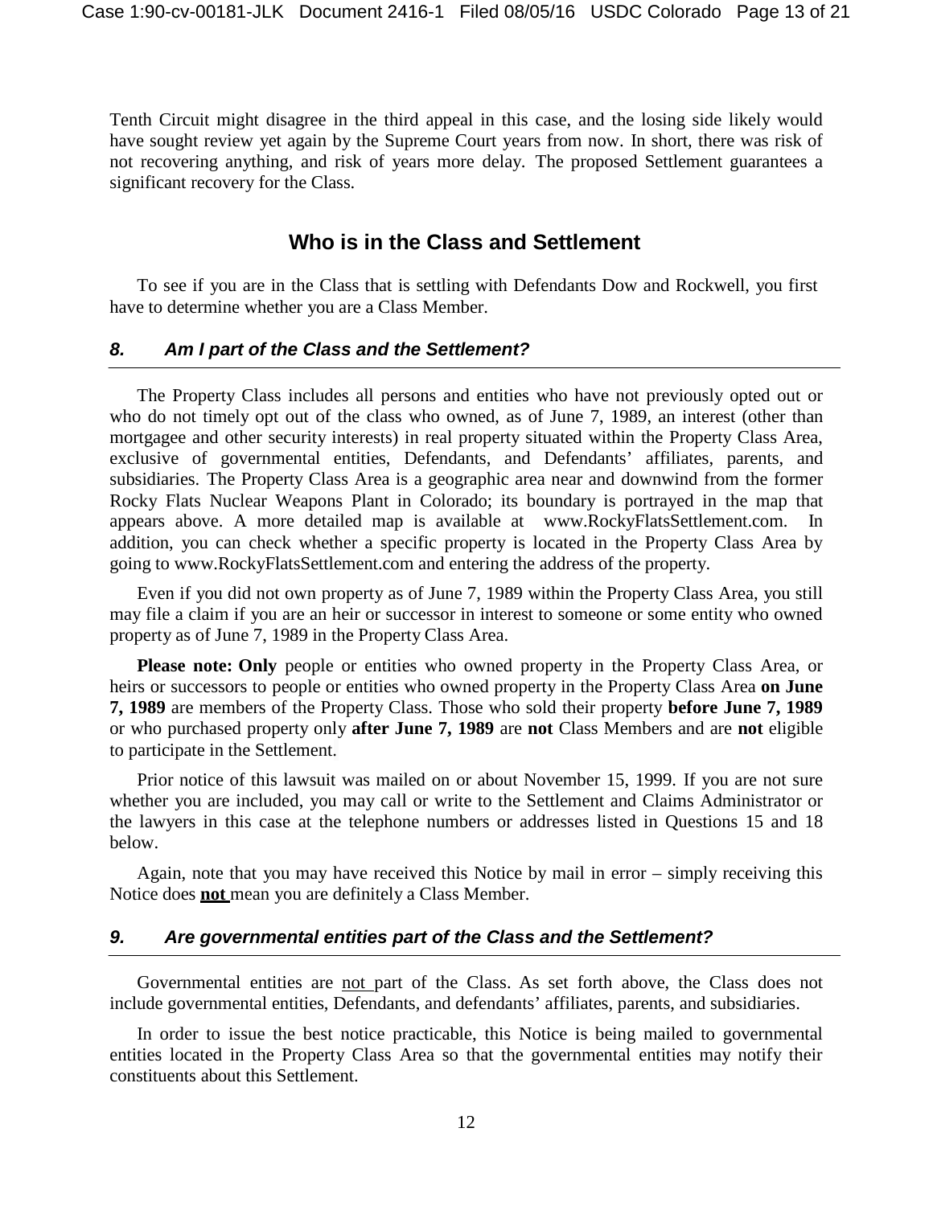Tenth Circuit might disagree in the third appeal in this case, and the losing side likely would have sought review yet again by the Supreme Court years from now. In short, there was risk of not recovering anything, and risk of years more delay. The proposed Settlement guarantees a significant recovery for the Class.

## Who is in the Class and Settlement

To see if you are in the Class that is settling with Defendants Dow and Rockwell, you first have to determine whether you are a Class Member.

### *8. Am I part of the Class and the Settlement?*

The Property Class includes all persons and entities who have not previously opted out or who do not timely opt out of the class who owned, as of June 7, 1989, an interest (other than mortgagee and other security interests) in real property situated within the Property Class Area, exclusive of governmental entities, Defendants, and Defendants' affiliates, parents, and subsidiaries. The Property Class Area is a geographic area near and downwind from the former Rocky Flats Nuclear Weapons Plant in Colorado; its boundary is portrayed in the map that appears above. A more detailed map is available at www.RockyFlatsSettlement.com. In addition, you can check whether a specific property is located in the Property Class Area by going to www.RockyFlatsSettlement.com and entering the address of the property.

Even if you did not own property as of June 7, 1989 within the Property Class Area, you still may file a claim if you are an heir or successor in interest to someone or some entity who owned property as of June 7, 1989 in the Property Class Area.

**Please note: Only** people or entities who owned property in the Property Class Area, or heirs or successors to people or entities who owned property in the Property Class Area **on June 7, 1989** are members of the Property Class. Those who sold their property **before June 7, 1989** or who purchased property only **after June 7, 1989** are **not** Class Members and are **not** eligible to participate in the Settlement.

Prior notice of this lawsuit was mailed on or about November 15, 1999. If you are not sure whether you are included, you may call or write to the Settlement and Claims Administrator or the lawyers in this case at the telephone numbers or addresses listed in Questions 15 and 18 below.

Again, note that you may have received this Notice by mail in error – simply receiving this Notice does **not** mean you are definitely a Class Member.

### *9. Are governmental entities part of the Class and the Settlement?*

Governmental entities are not part of the Class. As set forth above, the Class does not include governmental entities, Defendants, and defendants' affiliates, parents, and subsidiaries.

In order to issue the best notice practicable, this Notice is being mailed to governmental entities located in the Property Class Area so that the governmental entities may notify their constituents about this Settlement.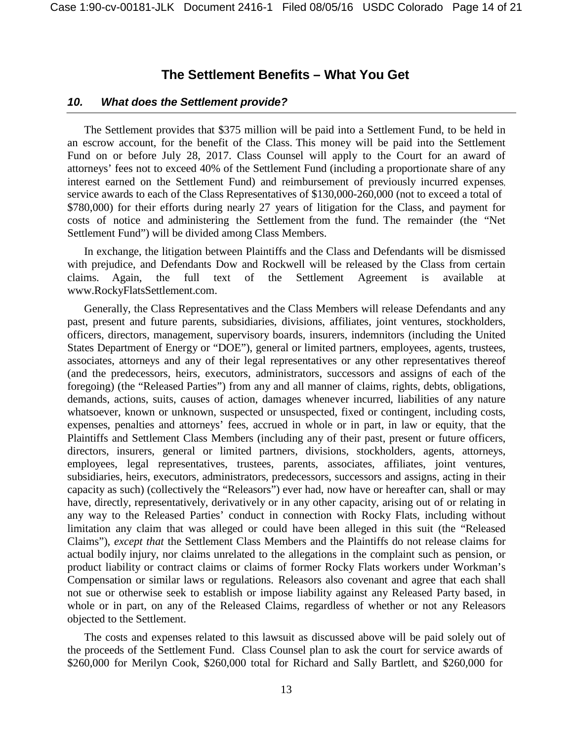## The Settlement Benefits – What You Get

### *10. What does the Settlement provide?*

The Settlement provides that $375 million will be paid into a Settlement Fund, to be held in an escrow account, for the benefit of the Class. This money will be paid into the Settlement Fund on or before July 28, 2017. Class Counsel will apply to the Court for an award of attorneys' fees not to exceed 40% of the Settlement Fund (including a proportionate share of any interest earned on the Settlement Fund) and reimbursement of previously incurred expenses, service awards to each of the Class Representatives of $130,000-260,000 (not to exceed a total of $780,000) for their efforts during nearly 27 years of litigation for the Class, and payment for costs of notice and administering the Settlement from the fund. The remainder (the "Net Settlement Fund") will be divided among Class Members.

In exchange, the litigation between Plaintiffs and the Class and Defendants will be dismissed with prejudice, and Defendants Dow and Rockwell will be released by the Class from certain claims. Again, the full text of the Settlement Agreement is available at www.RockyFlatsSettlement.com.

Generally, the Class Representatives and the Class Members will release Defendants and any past, present and future parents, subsidiaries, divisions, affiliates, joint ventures, stockholders, officers, directors, management, supervisory boards, insurers, indemnitors (including the United States Department of Energy or "DOE"), general or limited partners, employees, agents, trustees, associates, attorneys and any of their legal representatives or any other representatives thereof (and the predecessors, heirs, executors, administrators, successors and assigns of each of the foregoing) (the "Released Parties") from any and all manner of claims, rights, debts, obligations, demands, actions, suits, causes of action, damages whenever incurred, liabilities of any nature whatsoever, known or unknown, suspected or unsuspected, fixed or contingent, including costs, expenses, penalties and attorneys' fees, accrued in whole or in part, in law or equity, that the Plaintiffs and Settlement Class Members (including any of their past, present or future officers, directors, insurers, general or limited partners, divisions, stockholders, agents, attorneys, employees, legal representatives, trustees, parents, associates, affiliates, joint ventures, subsidiaries, heirs, executors, administrators, predecessors, successors and assigns, acting in their capacity as such) (collectively the "Releasors") ever had, now have or hereafter can, shall or may have, directly, representatively, derivatively or in any other capacity, arising out of or relating in any way to the Released Parties' conduct in connection with Rocky Flats, including without limitation any claim that was alleged or could have been alleged in this suit (the "Released Claims"), *except that* the Settlement Class Members and the Plaintiffs do not release claims for actual bodily injury, nor claims unrelated to the allegations in the complaint such as pension, or product liability or contract claims or claims of former Rocky Flats workers under Workman's Compensation or similar laws or regulations. Releasors also covenant and agree that each shall not sue or otherwise seek to establish or impose liability against any Released Party based, in whole or in part, on any of the Released Claims, regardless of whether or not any Releasors objected to the Settlement.

The costs and expenses related to this lawsuit as discussed above will be paid solely out of the proceeds of the Settlement Fund. Class Counsel plan to ask the court for service awards of $260,000 for Merilyn Cook, $260,000 total for Richard and Sally Bartlett, and $260,000 for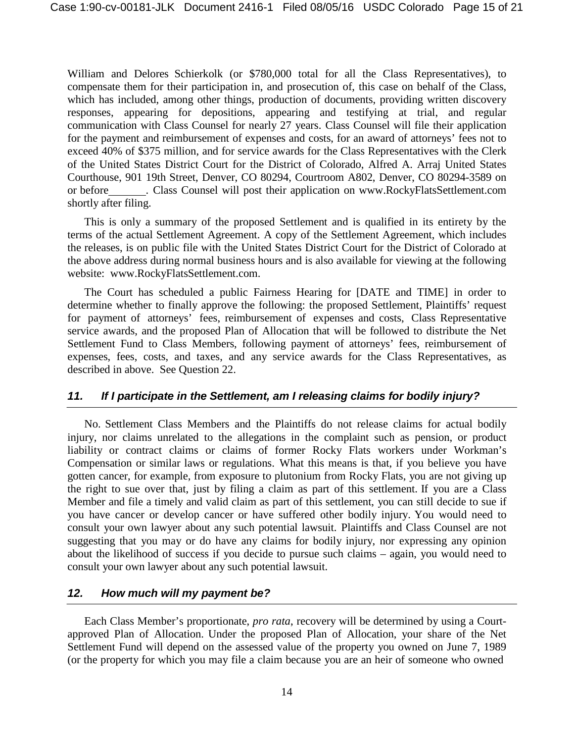William and Delores Schierkolk (or $780,000 total for all the Class Representatives), to compensate them for their participation in, and prosecution of, this case on behalf of the Class, which has included, among other things, production of documents, providing written discovery responses, appearing for depositions, appearing and testifying at trial, and regular communication with Class Counsel for nearly 27 years. Class Counsel will file their application for the payment and reimbursement of expenses and costs, for an award of attorneys' fees not to exceed 40% of $375 million, and for service awards for the Class Representatives with the Clerk of the United States District Court for the District of Colorado, Alfred A. Arraj United States Courthouse, 901 19th Street, Denver, CO 80294, Courtroom A802, Denver, CO 80294-3589 on or before_______. Class Counsel will post their application on www.RockyFlatsSettlement.com shortly after filing.

This is only a summary of the proposed Settlement and is qualified in its entirety by the terms of the actual Settlement Agreement. A copy of the Settlement Agreement, which includes the releases, is on public file with the United States District Court for the District of Colorado at the above address during normal business hours and is also available for viewing at the following website: www.RockyFlatsSettlement.com.

The Court has scheduled a public Fairness Hearing for [DATE and TIME] in order to determine whether to finally approve the following: the proposed Settlement, Plaintiffs' request for payment of attorneys' fees, reimbursement of expenses and costs, Class Representative service awards, and the proposed Plan of Allocation that will be followed to distribute the Net Settlement Fund to Class Members, following payment of attorneys' fees, reimbursement of expenses, fees, costs, and taxes, and any service awards for the Class Representatives, as described in above. See Question 22.

### *11. If I participate in the Settlement, am I releasing claims for bodily injury?*

No. Settlement Class Members and the Plaintiffs do not release claims for actual bodily injury, nor claims unrelated to the allegations in the complaint such as pension, or product liability or contract claims or claims of former Rocky Flats workers under Workman's Compensation or similar laws or regulations. What this means is that, if you believe you have gotten cancer, for example, from exposure to plutonium from Rocky Flats, you are not giving up the right to sue over that, just by filing a claim as part of this settlement. If you are a Class Member and file a timely and valid claim as part of this settlement, you can still decide to sue if you have cancer or develop cancer or have suffered other bodily injury. You would need to consult your own lawyer about any such potential lawsuit. Plaintiffs and Class Counsel are not suggesting that you may or do have any claims for bodily injury, nor expressing any opinion about the likelihood of success if you decide to pursue such claims – again, you would need to consult your own lawyer about any such potential lawsuit.

### *12. How much will my payment be?*

Each Class Member's proportionate, *pro rata*, recovery will be determined by using a Court-approved Plan of Allocation. Under the proposed Plan of Allocation, your share of the Net Settlement Fund will depend on the assessed value of the property you owned on June 7, 1989 (or the property for which you may file a claim because you are an heir of someone who owned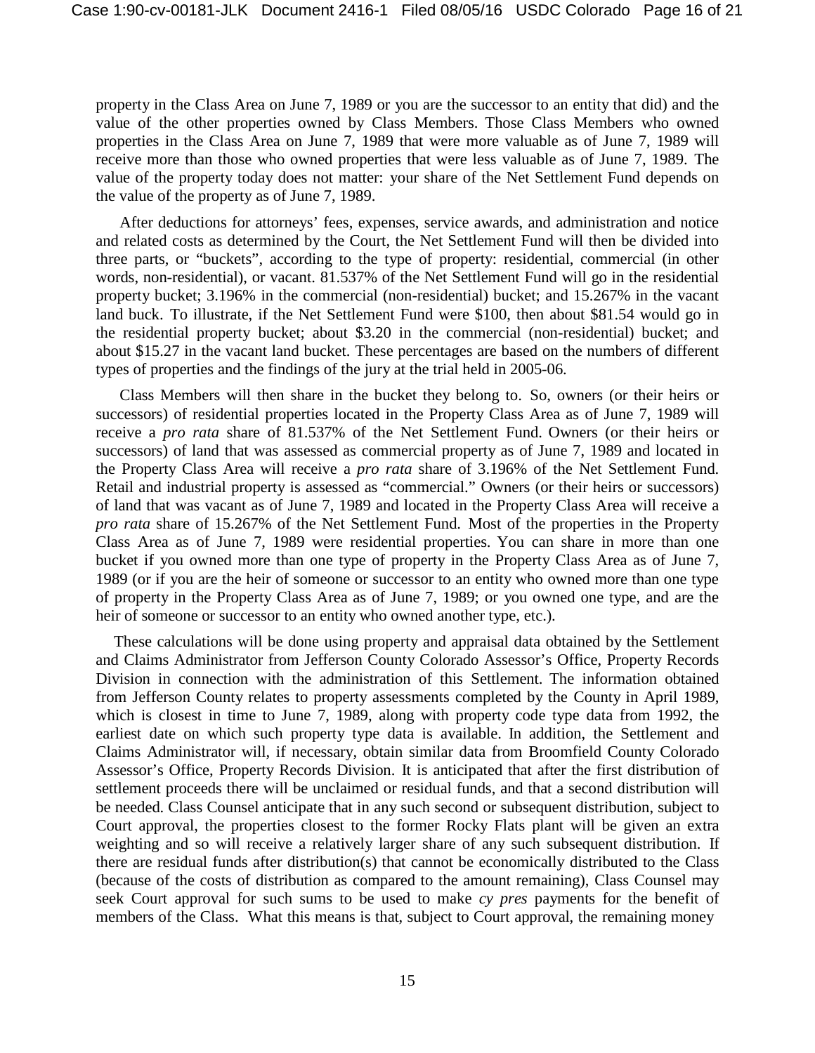property in the Class Area on June 7, 1989 or you are the successor to an entity that did) and the value of the other properties owned by Class Members. Those Class Members who owned properties in the Class Area on June 7, 1989 that were more valuable as of June 7, 1989 will receive more than those who owned properties that were less valuable as of June 7, 1989. The value of the property today does not matter: your share of the Net Settlement Fund depends on the value of the property as of June 7, 1989.

After deductions for attorneys' fees, expenses, service awards, and administration and notice and related costs as determined by the Court, the Net Settlement Fund will then be divided into three parts, or "buckets", according to the type of property: residential, commercial (in other words, non-residential), or vacant. 81.537% of the Net Settlement Fund will go in the residential property bucket; 3.196% in the commercial (non-residential) bucket; and 15.267% in the vacant land buck. To illustrate, if the Net Settlement Fund were $100, then about $81.54 would go in the residential property bucket; about $3.20 in the commercial (non-residential) bucket; and about $15.27 in the vacant land bucket. These percentages are based on the numbers of different types of properties and the findings of the jury at the trial held in 2005-06.

Class Members will then share in the bucket they belong to. So, owners (or their heirs or successors) of residential properties located in the Property Class Area as of June 7, 1989 will receive a *pro rata* share of 81.537% of the Net Settlement Fund. Owners (or their heirs or successors) of land that was assessed as commercial property as of June 7, 1989 and located in the Property Class Area will receive a *pro rata* share of 3.196% of the Net Settlement Fund. Retail and industrial property is assessed as "commercial." Owners (or their heirs or successors) of land that was vacant as of June 7, 1989 and located in the Property Class Area will receive a *pro rata* share of 15.267% of the Net Settlement Fund. Most of the properties in the Property Class Area as of June 7, 1989 were residential properties. You can share in more than one bucket if you owned more than one type of property in the Property Class Area as of June 7, 1989 (or if you are the heir of someone or successor to an entity who owned more than one type of property in the Property Class Area as of June 7, 1989; or you owned one type, and are the heir of someone or successor to an entity who owned another type, etc.).

These calculations will be done using property and appraisal data obtained by the Settlement and Claims Administrator from Jefferson County Colorado Assessor's Office, Property Records Division in connection with the administration of this Settlement. The information obtained from Jefferson County relates to property assessments completed by the County in April 1989, which is closest in time to June 7, 1989, along with property code type data from 1992, the earliest date on which such property type data is available. In addition, the Settlement and Claims Administrator will, if necessary, obtain similar data from Broomfield County Colorado Assessor's Office, Property Records Division. It is anticipated that after the first distribution of settlement proceeds there will be unclaimed or residual funds, and that a second distribution will be needed. Class Counsel anticipate that in any such second or subsequent distribution, subject to Court approval, the properties closest to the former Rocky Flats plant will be given an extra weighting and so will receive a relatively larger share of any such subsequent distribution. If there are residual funds after distribution(s) that cannot be economically distributed to the Class (because of the costs of distribution as compared to the amount remaining), Class Counsel may seek Court approval for such sums to be used to make *cy pres* payments for the benefit of members of the Class. What this means is that, subject to Court approval, the remaining money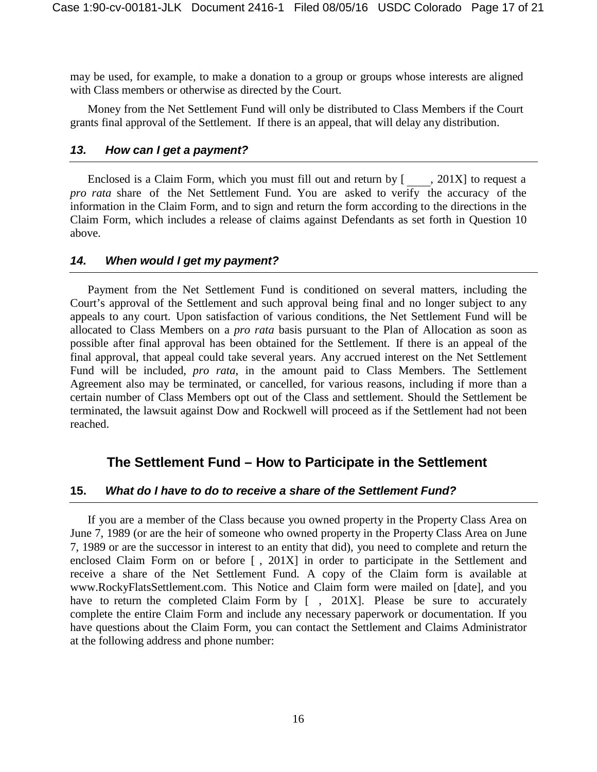may be used, for example, to make a donation to a group or groups whose interests are aligned with Class members or otherwise as directed by the Court.

Money from the Net Settlement Fund will only be distributed to Class Members if the Court grants final approval of the Settlement. If there is an appeal, that will delay any distribution.

### *13. How can I get a payment?*

Enclosed is a Claim Form, which you must fill out and return by [ ____, 201X] to request a *pro rata* share of the Net Settlement Fund. You are asked to verify the accuracy of the information in the Claim Form, and to sign and return the form according to the directions in the Claim Form, which includes a release of claims against Defendants as set forth in Question 10 above.

### *14. When would I get my payment?*

Payment from the Net Settlement Fund is conditioned on several matters, including the Court's approval of the Settlement and such approval being final and no longer subject to any appeals to any court. Upon satisfaction of various conditions, the Net Settlement Fund will be allocated to Class Members on a *pro rata* basis pursuant to the Plan of Allocation as soon as possible after final approval has been obtained for the Settlement. If there is an appeal of the final approval, that appeal could take several years. Any accrued interest on the Net Settlement Fund will be included, *pro rata*, in the amount paid to Class Members. The Settlement Agreement also may be terminated, or cancelled, for various reasons, including if more than a certain number of Class Members opt out of the Class and settlement. Should the Settlement be terminated, the lawsuit against Dow and Rockwell will proceed as if the Settlement had not been reached.

## The Settlement Fund – How to Participate in the Settlement

### 15. *What do I have to do to receive a share of the Settlement Fund?*

If you are a member of the Class because you owned property in the Property Class Area on June 7, 1989 (or are the heir of someone who owned property in the Property Class Area on June 7, 1989 or are the successor in interest to an entity that did), you need to complete and return the enclosed Claim Form on or before [ , 201X] in order to participate in the Settlement and receive a share of the Net Settlement Fund. A copy of the Claim form is available at www.RockyFlatsSettlement.com. This Notice and Claim form were mailed on [date], and you have to return the completed Claim Form by [ , 201X]. Please be sure to accurately complete the entire Claim Form and include any necessary paperwork or documentation. If you have questions about the Claim Form, you can contact the Settlement and Claims Administrator at the following address and phone number: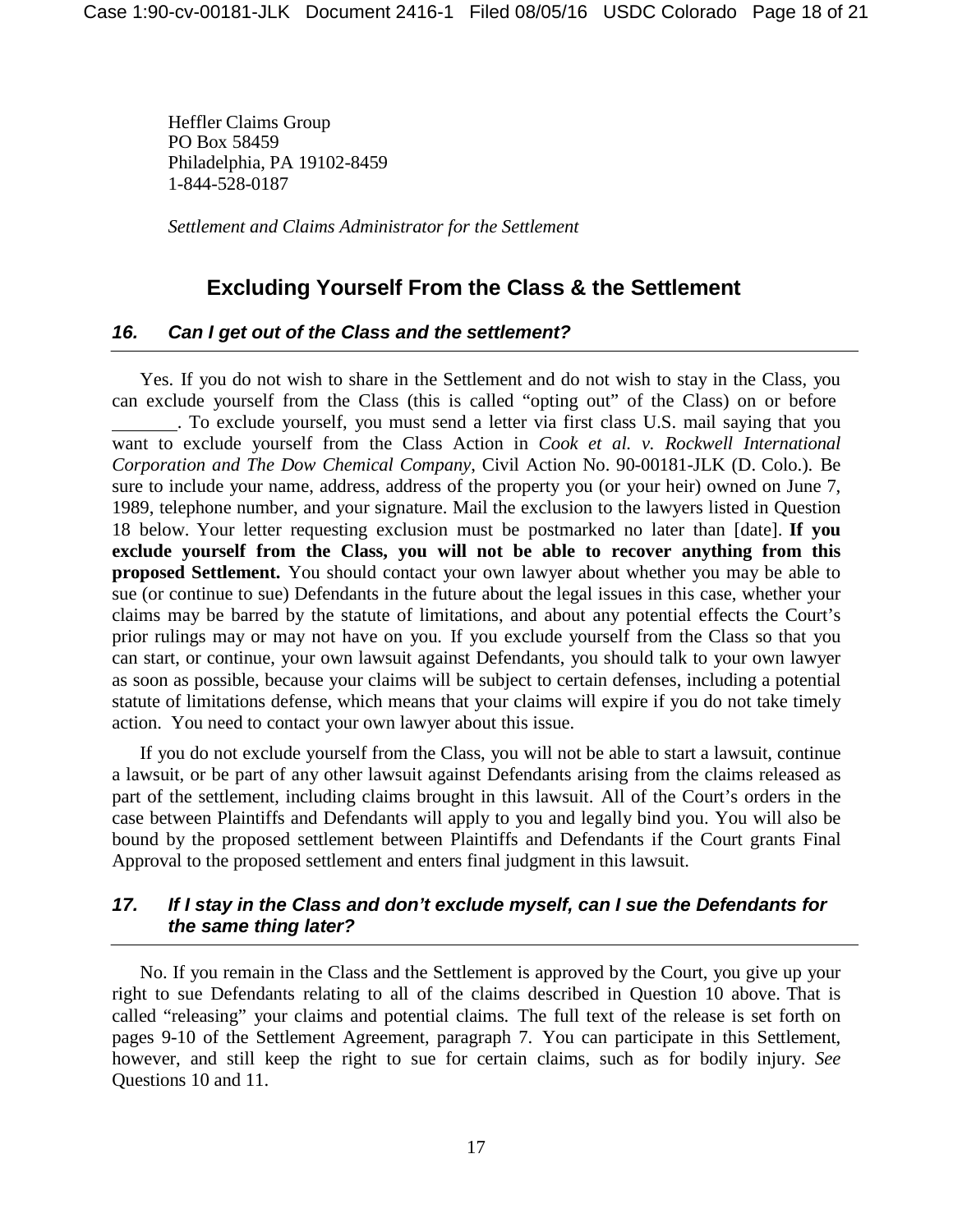Heffler Claims Group
PO Box 58459
Philadelphia, PA 19102-8459
1-844-528-0187

*Settlement and Claims Administrator for the Settlement*

## Excluding Yourself From the Class & the Settlement

### *16. Can I get out of the Class and the settlement?*

Yes. If you do not wish to share in the Settlement and do not wish to stay in the Class, you can exclude yourself from the Class (this is called "opting out" of the Class) on or before _______. To exclude yourself, you must send a letter via first class U.S. mail saying that you want to exclude yourself from the Class Action in *Cook et al. v. Rockwell International Corporation and The Dow Chemical Company*, Civil Action No. 90-00181-JLK (D. Colo.). Be sure to include your name, address, address of the property you (or your heir) owned on June 7, 1989, telephone number, and your signature. Mail the exclusion to the lawyers listed in Question 18 below. Your letter requesting exclusion must be postmarked no later than [date]. **If you exclude yourself from the Class, you will not be able to recover anything from this proposed Settlement.** You should contact your own lawyer about whether you may be able to sue (or continue to sue) Defendants in the future about the legal issues in this case, whether your claims may be barred by the statute of limitations, and about any potential effects the Court's prior rulings may or may not have on you. If you exclude yourself from the Class so that you can start, or continue, your own lawsuit against Defendants, you should talk to your own lawyer as soon as possible, because your claims will be subject to certain defenses, including a potential statute of limitations defense, which means that your claims will expire if you do not take timely action. You need to contact your own lawyer about this issue.

If you do not exclude yourself from the Class, you will not be able to start a lawsuit, continue a lawsuit, or be part of any other lawsuit against Defendants arising from the claims released as part of the settlement, including claims brought in this lawsuit. All of the Court's orders in the case between Plaintiffs and Defendants will apply to you and legally bind you. You will also be bound by the proposed settlement between Plaintiffs and Defendants if the Court grants Final Approval to the proposed settlement and enters final judgment in this lawsuit.

### *17. If I stay in the Class and don't exclude myself, can I sue the Defendants for the same thing later?*

No. If you remain in the Class and the Settlement is approved by the Court, you give up your right to sue Defendants relating to all of the claims described in Question 10 above. That is called "releasing" your claims and potential claims. The full text of the release is set forth on pages 9-10 of the Settlement Agreement, paragraph 7. You can participate in this Settlement, however, and still keep the right to sue for certain claims, such as for bodily injury. *See* Questions 10 and 11.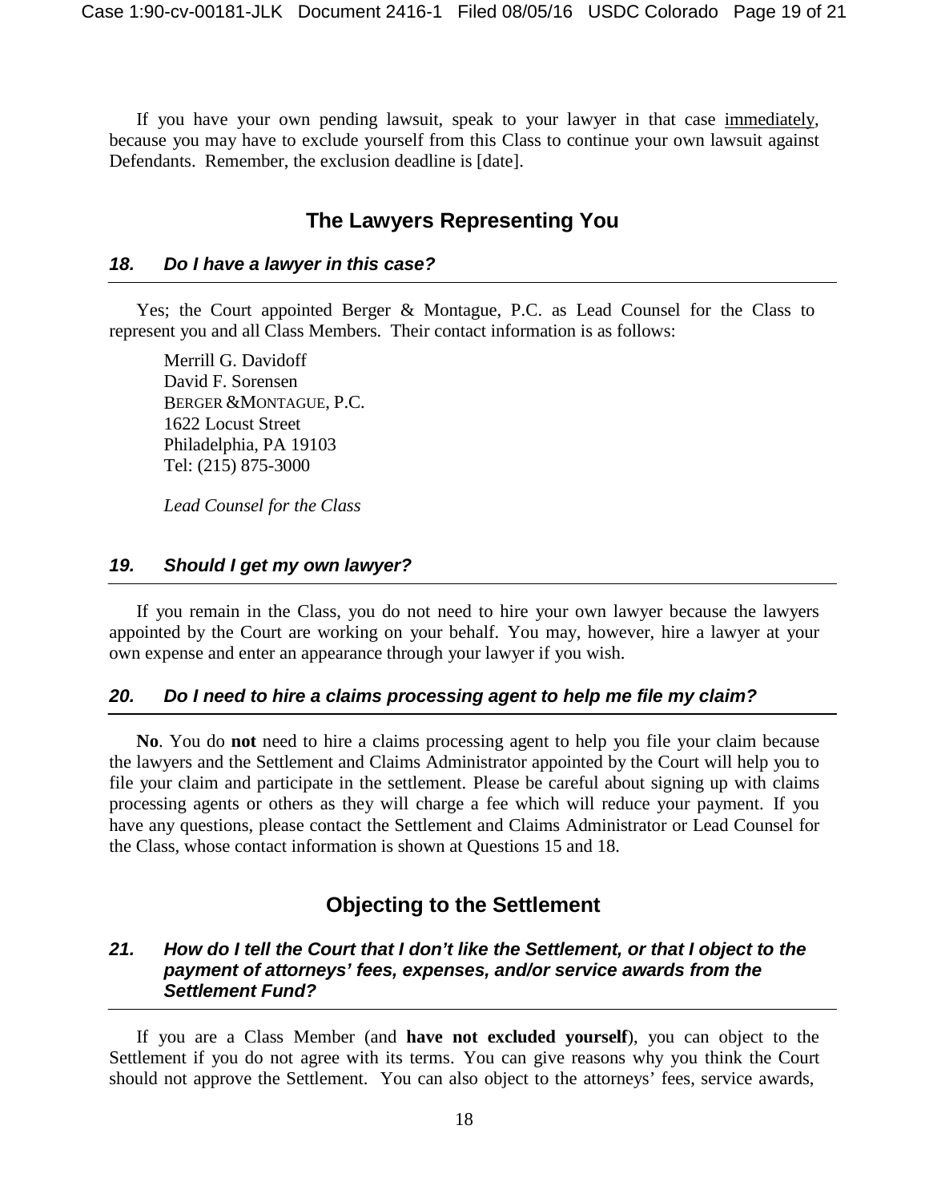If you have your own pending lawsuit, speak to your lawyer in that case immediately, because you may have to exclude yourself from this Class to continue your own lawsuit against Defendants. Remember, the exclusion deadline is [date].

## The Lawyers Representing You

### *18. Do I have a lawyer in this case?*

Yes; the Court appointed Berger & Montague, P.C. as Lead Counsel for the Class to represent you and all Class Members. Their contact information is as follows:

Merrill G. Davidoff
David F. Sorensen
BERGER & MONTAGUE, P.C.
1622 Locust Street
Philadelphia, PA 19103
Tel: (215) 875-3000

*Lead Counsel for the Class*

### *19. Should I get my own lawyer?*

If you remain in the Class, you do not need to hire your own lawyer because the lawyers appointed by the Court are working on your behalf. You may, however, hire a lawyer at your own expense and enter an appearance through your lawyer if you wish.

### *20. Do I need to hire a claims processing agent to help me file my claim?*

**No**. You do **not** need to hire a claims processing agent to help you file your claim because the lawyers and the Settlement and Claims Administrator appointed by the Court will help you to file your claim and participate in the settlement. Please be careful about signing up with claims processing agents or others as they will charge a fee which will reduce your payment. If you have any questions, please contact the Settlement and Claims Administrator or Lead Counsel for the Class, whose contact information is shown at Questions 15 and 18.

## Objecting to the Settlement

### *21. How do I tell the Court that I don't like the Settlement, or that I object to the payment of attorneys' fees, expenses, and/or service awards from the Settlement Fund?*

If you are a Class Member (and **have not excluded yourself**), you can object to the Settlement if you do not agree with its terms. You can give reasons why you think the Court should not approve the Settlement. You can also object to the attorneys' fees, service awards,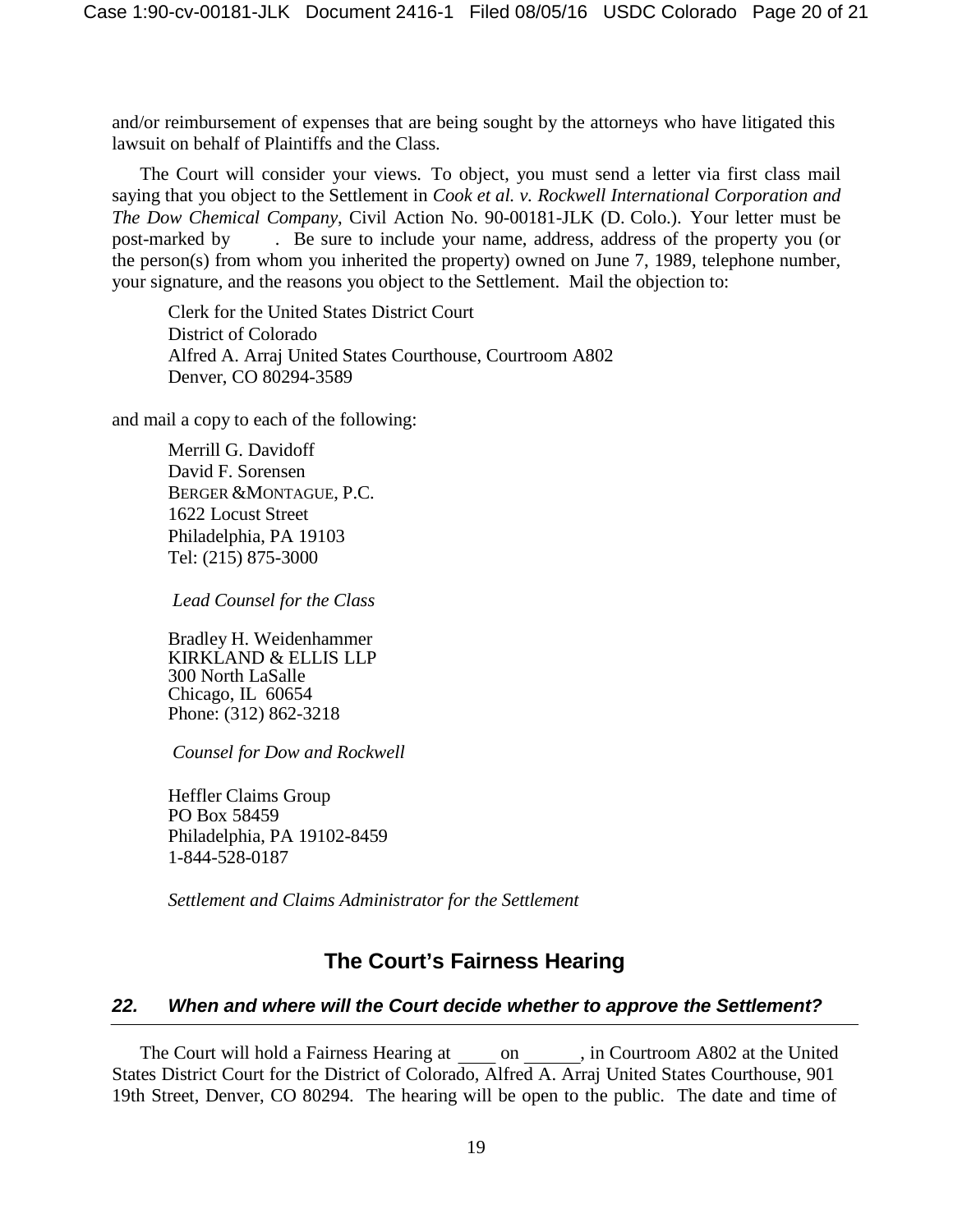and/or reimbursement of expenses that are being sought by the attorneys who have litigated this lawsuit on behalf of Plaintiffs and the Class.

The Court will consider your views. To object, you must send a letter via first class mail saying that you object to the Settlement in *Cook et al. v. Rockwell International Corporation and The Dow Chemical Company*, Civil Action No. 90-00181-JLK (D. Colo.). Your letter must be post-marked by      . Be sure to include your name, address, address of the property you (or the person(s) from whom you inherited the property) owned on June 7, 1989, telephone number, your signature, and the reasons you object to the Settlement. Mail the objection to:

Clerk for the United States District Court
District of Colorado
Alfred A. Arraj United States Courthouse, Courtroom A802
Denver, CO 80294-3589

and mail a copy to each of the following:

Merrill G. Davidoff
David F. Sorensen
BERGER & MONTAGUE, P.C.
1622 Locust Street
Philadelphia, PA 19103
Tel: (215) 875-3000

*Lead Counsel for the Class*

Bradley H. Weidenhammer
KIRKLAND & ELLIS LLP
300 North LaSalle
Chicago, IL 60654
Phone: (312) 862-3218

*Counsel for Dow and Rockwell*

Heffler Claims Group
PO Box 58459
Philadelphia, PA 19102-8459
1-844-528-0187

*Settlement and Claims Administrator for the Settlement*

## The Court's Fairness Hearing

### *22. When and where will the Court decide whether to approve the Settlement?*

The Court will hold a Fairness Hearing at ____ on ______, in Courtroom A802 at the United States District Court for the District of Colorado, Alfred A. Arraj United States Courthouse, 901 19th Street, Denver, CO 80294. The hearing will be open to the public. The date and time of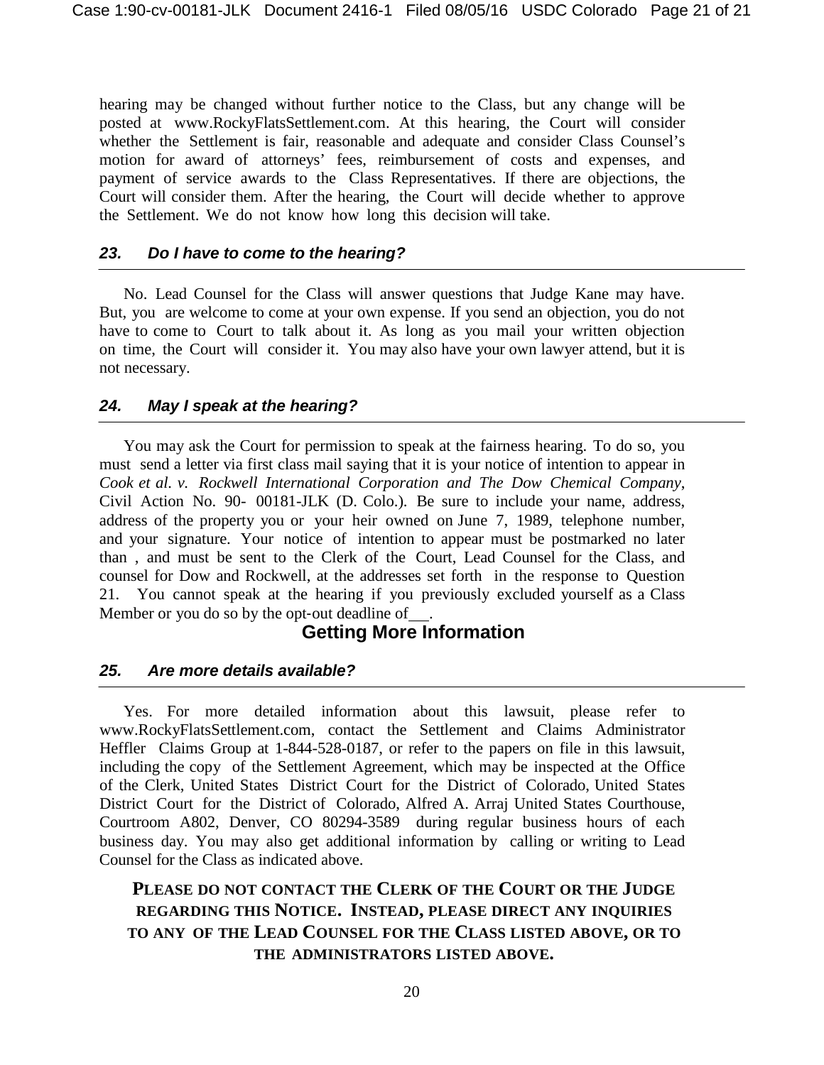hearing may be changed without further notice to the Class, but any change will be posted at www.RockyFlatsSettlement.com. At this hearing, the Court will consider whether the Settlement is fair, reasonable and adequate and consider Class Counsel's motion for award of attorneys' fees, reimbursement of costs and expenses, and payment of service awards to the Class Representatives. If there are objections, the Court will consider them. After the hearing, the Court will decide whether to approve the Settlement. We do not know how long this decision will take.

### *23. Do I have to come to the hearing?*

No. Lead Counsel for the Class will answer questions that Judge Kane may have. But, you are welcome to come at your own expense. If you send an objection, you do not have to come to Court to talk about it. As long as you mail your written objection on time, the Court will consider it. You may also have your own lawyer attend, but it is not necessary.

### *24. May I speak at the hearing?*

You may ask the Court for permission to speak at the fairness hearing. To do so, you must send a letter via first class mail saying that it is your notice of intention to appear in *Cook et al. v. Rockwell International Corporation and The Dow Chemical Company*, Civil Action No. 90- 00181-JLK (D. Colo.). Be sure to include your name, address, address of the property you or your heir owned on June 7, 1989, telephone number, and your signature. Your notice of intention to appear must be postmarked no later than , and must be sent to the Clerk of the Court, Lead Counsel for the Class, and counsel for Dow and Rockwell, at the addresses set forth in the response to Question 21. You cannot speak at the hearing if you previously excluded yourself as a Class Member or you do so by the opt-out deadline of\_\_.

## Getting More Information

### *25. Are more details available?*

Yes. For more detailed information about this lawsuit, please refer to www.RockyFlatsSettlement.com, contact the Settlement and Claims Administrator Heffler Claims Group at 1-844-528-0187, or refer to the papers on file in this lawsuit, including the copy of the Settlement Agreement, which may be inspected at the Office of the Clerk, United States District Court for the District of Colorado, United States District Court for the District of Colorado, Alfred A. Arraj United States Courthouse, Courtroom A802, Denver, CO 80294-3589 during regular business hours of each business day. You may also get additional information by calling or writing to Lead Counsel for the Class as indicated above.

**PLEASE DO NOT CONTACT THE CLERK OF THE COURT OR THE JUDGE REGARDING THIS NOTICE. INSTEAD, PLEASE DIRECT ANY INQUIRIES TO ANY OF THE LEAD COUNSEL FOR THE CLASS LISTED ABOVE, OR TO THE ADMINISTRATORS LISTED ABOVE.**